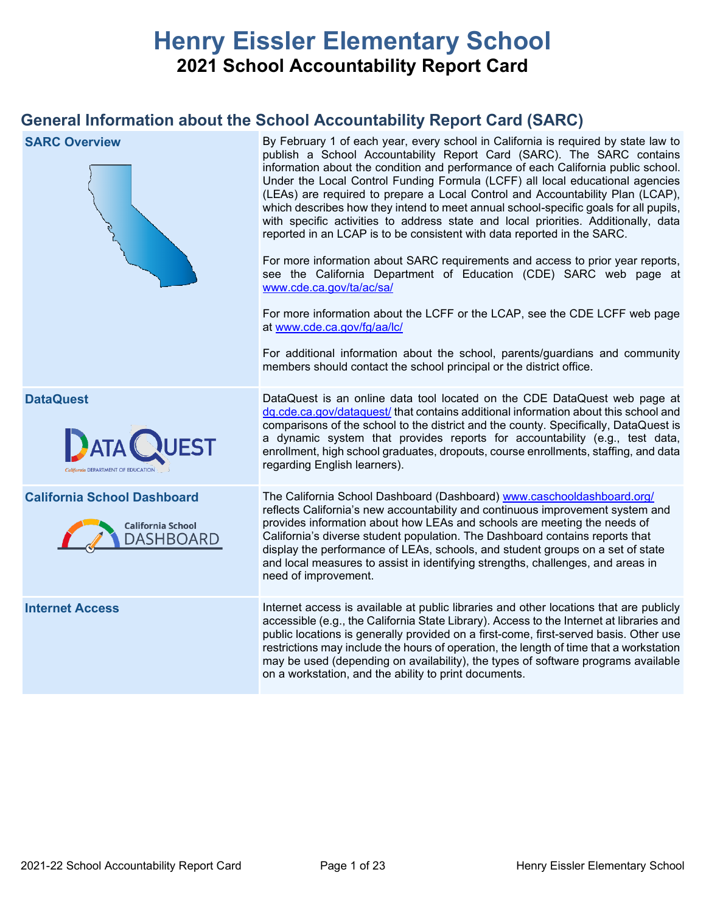# Henry Eissler Elementary School

## 2021 School Accountability Report Card

## General Information about the School Accountability Report Card (SARC)

| | |
|---|---|
| **SARC Overview** | By February 1 of each year, every school in California is required by state law to publish a School Accountability Report Card (SARC). The SARC contains information about the condition and performance of each California public school. Under the Local Control Funding Formula (LCFF) all local educational agencies (LEAs) are required to prepare a Local Control and Accountability Plan (LCAP), which describes how they intend to meet annual school-specific goals for all pupils, with specific activities to address state and local priorities. Additionally, data reported in an LCAP is to be consistent with data reported in the SARC.<br><br>For more information about SARC requirements and access to prior year reports, see the California Department of Education (CDE) SARC web page at www.cde.ca.gov/ta/ac/sa/<br><br>For more information about the LCFF or the LCAP, see the CDE LCFF web page at www.cde.ca.gov/fg/aa/lc/<br><br>For additional information about the school, parents/guardians and community members should contact the school principal or the district office. |
| **DataQuest** | DataQuest is an online data tool located on the CDE DataQuest web page at dq.cde.ca.gov/dataquest/ that contains additional information about this school and comparisons of the school to the district and the county. Specifically, DataQuest is a dynamic system that provides reports for accountability (e.g., test data, enrollment, high school graduates, dropouts, course enrollments, staffing, and data regarding English learners). |
| **California School Dashboard** | The California School Dashboard (Dashboard) www.caschooldashboard.org/ reflects California's new accountability and continuous improvement system and provides information about how LEAs and schools are meeting the needs of California's diverse student population. The Dashboard contains reports that display the performance of LEAs, schools, and student groups on a set of state and local measures to assist in identifying strengths, challenges, and areas in need of improvement. |
| **Internet Access** | Internet access is available at public libraries and other locations that are publicly accessible (e.g., the California State Library). Access to the Internet at libraries and public locations is generally provided on a first-come, first-served basis. Other use restrictions may include the hours of operation, the length of time that a workstation may be used (depending on availability), the types of software programs available on a workstation, and the ability to print documents. |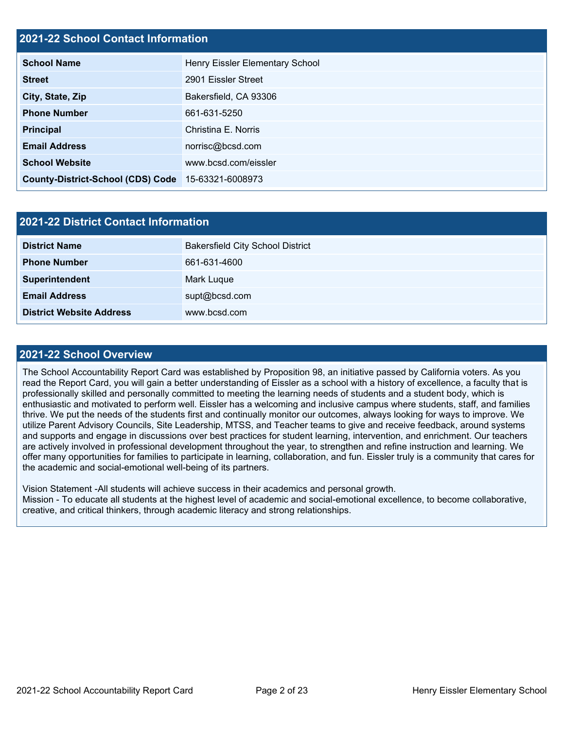## 2021-22 School Contact Information

| 2021-22 School Contact Information | |
| --- | --- |
| **School Name** | Henry Eissler Elementary School |
| **Street** | 2901 Eissler Street |
| **City, State, Zip** | Bakersfield, CA 93306 |
| **Phone Number** | 661-631-5250 |
| **Principal** | Christina E. Norris |
| **Email Address** | norrisc@bcsd.com |
| **School Website** | www.bcsd.com/eissler |
| **County-District-School (CDS) Code** | 15-63321-6008973 |

## 2021-22 District Contact Information

| 2021-22 District Contact Information | |
| --- | --- |
| **District Name** | Bakersfield City School District |
| **Phone Number** | 661-631-4600 |
| **Superintendent** | Mark Luque |
| **Email Address** | supt@bcsd.com |
| **District Website Address** | www.bcsd.com |

## 2021-22 School Overview

The School Accountability Report Card was established by Proposition 98, an initiative passed by California voters. As you read the Report Card, you will gain a better understanding of Eissler as a school with a history of excellence, a faculty that is professionally skilled and personally committed to meeting the learning needs of students and a student body, which is enthusiastic and motivated to perform well. Eissler has a welcoming and inclusive campus where students, staff, and families thrive. We put the needs of the students first and continually monitor our outcomes, always looking for ways to improve. We utilize Parent Advisory Councils, Site Leadership, MTSS, and Teacher teams to give and receive feedback, around systems and supports and engage in discussions over best practices for student learning, intervention, and enrichment. Our teachers are actively involved in professional development throughout the year, to strengthen and refine instruction and learning. We offer many opportunities for families to participate in learning, collaboration, and fun. Eissler truly is a community that cares for the academic and social-emotional well-being of its partners.

Vision Statement -All students will achieve success in their academics and personal growth.
Mission - To educate all students at the highest level of academic and social-emotional excellence, to become collaborative, creative, and critical thinkers, through academic literacy and strong relationships.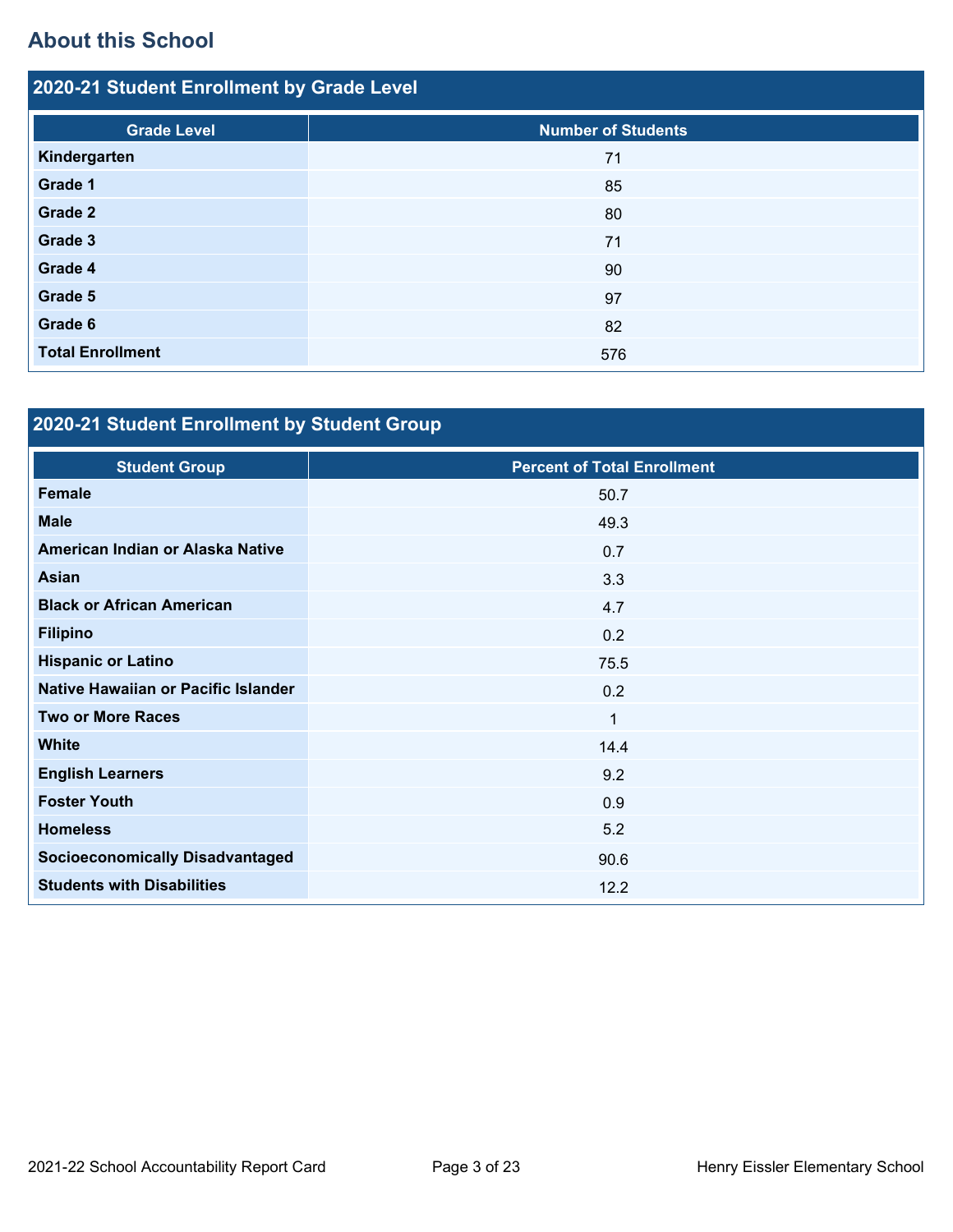## About this School

### 2020-21 Student Enrollment by Grade Level

| Grade Level | Number of Students |
| --- | --- |
| Kindergarten | 71 |
| Grade 1 | 85 |
| Grade 2 | 80 |
| Grade 3 | 71 |
| Grade 4 | 90 |
| Grade 5 | 97 |
| Grade 6 | 82 |
| Total Enrollment | 576 |

### 2020-21 Student Enrollment by Student Group

| Student Group | Percent of Total Enrollment |
| --- | --- |
| Female | 50.7 |
| Male | 49.3 |
| American Indian or Alaska Native | 0.7 |
| Asian | 3.3 |
| Black or African American | 4.7 |
| Filipino | 0.2 |
| Hispanic or Latino | 75.5 |
| Native Hawaiian or Pacific Islander | 0.2 |
| Two or More Races | 1 |
| White | 14.4 |
| English Learners | 9.2 |
| Foster Youth | 0.9 |
| Homeless | 5.2 |
| Socioeconomically Disadvantaged | 90.6 |
| Students with Disabilities | 12.2 |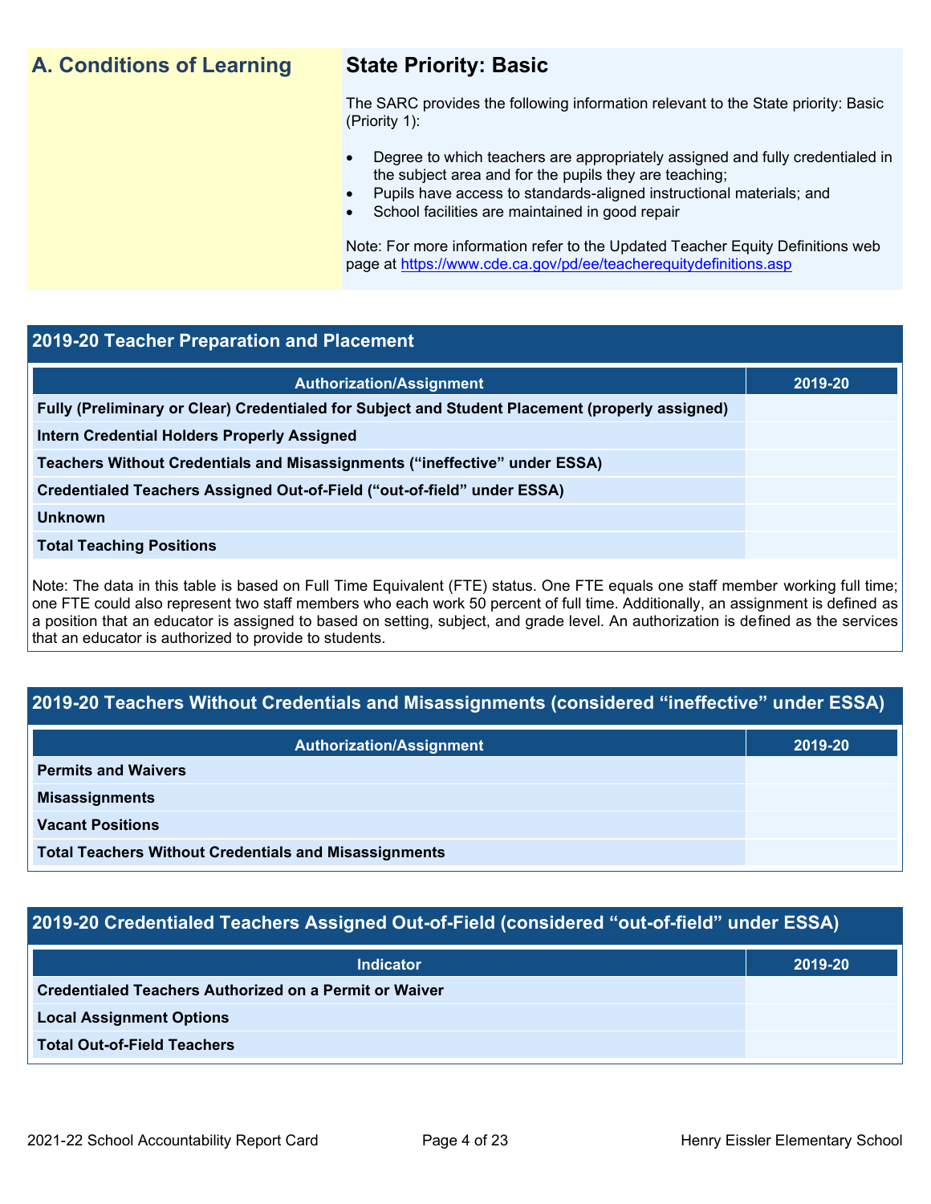## A. Conditions of Learning

### State Priority: Basic

The SARC provides the following information relevant to the State priority: Basic (Priority 1):

- Degree to which teachers are appropriately assigned and fully credentialed in the subject area and for the pupils they are teaching;
- Pupils have access to standards-aligned instructional materials; and
- School facilities are maintained in good repair

Note: For more information refer to the Updated Teacher Equity Definitions web page at https://www.cde.ca.gov/pd/ee/teacherequitydefinitions.asp

### 2019-20 Teacher Preparation and Placement

| Authorization/Assignment | 2019-20 |
| --- | --- |
| Fully (Preliminary or Clear) Credentialed for Subject and Student Placement (properly assigned) | |
| Intern Credential Holders Properly Assigned | |
| Teachers Without Credentials and Misassignments ("ineffective" under ESSA) | |
| Credentialed Teachers Assigned Out-of-Field ("out-of-field" under ESSA) | |
| Unknown | |
| Total Teaching Positions | |

Note: The data in this table is based on Full Time Equivalent (FTE) status. One FTE equals one staff member working full time; one FTE could also represent two staff members who each work 50 percent of full time. Additionally, an assignment is defined as a position that an educator is assigned to based on setting, subject, and grade level. An authorization is defined as the services that an educator is authorized to provide to students.

### 2019-20 Teachers Without Credentials and Misassignments (considered "ineffective" under ESSA)

| Authorization/Assignment | 2019-20 |
| --- | --- |
| Permits and Waivers | |
| Misassignments | |
| Vacant Positions | |
| Total Teachers Without Credentials and Misassignments | |

### 2019-20 Credentialed Teachers Assigned Out-of-Field (considered "out-of-field" under ESSA)

| Indicator | 2019-20 |
| --- | --- |
| Credentialed Teachers Authorized on a Permit or Waiver | |
| Local Assignment Options | |
| Total Out-of-Field Teachers | |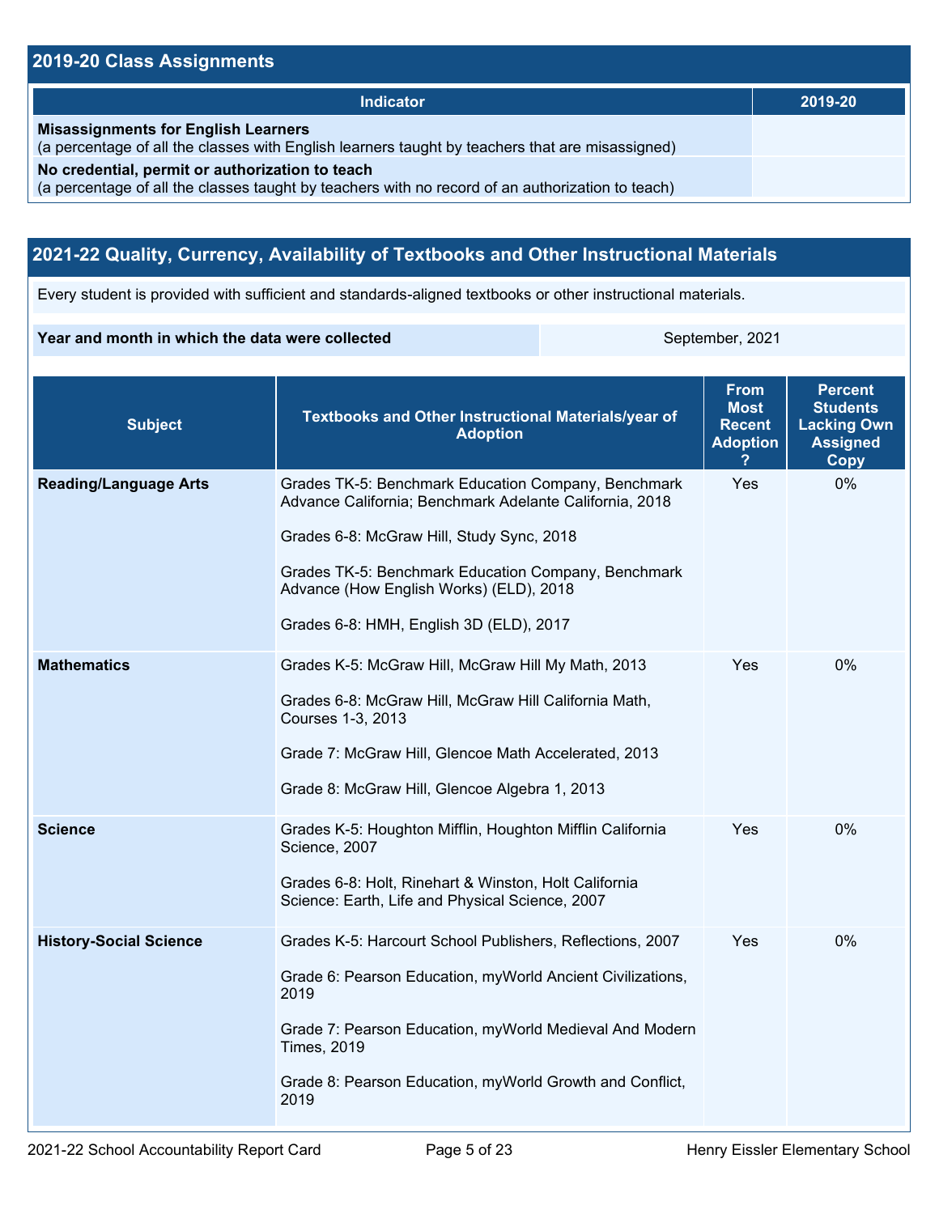## 2019-20 Class Assignments

| Indicator | 2019-20 |
|---|---|
| **Misassignments for English Learners**<br>(a percentage of all the classes with English learners taught by teachers that are misassigned) | |
| **No credential, permit or authorization to teach**<br>(a percentage of all the classes taught by teachers with no record of an authorization to teach) | |

## 2021-22 Quality, Currency, Availability of Textbooks and Other Instructional Materials

Every student is provided with sufficient and standards-aligned textbooks or other instructional materials.

| **Year and month in which the data were collected** | September, 2021 |
|---|---|

| Subject | Textbooks and Other Instructional Materials/year of Adoption | From Most Recent Adoption ? | Percent Students Lacking Own Assigned Copy |
|---|---|---|---|
| **Reading/Language Arts** | Grades TK-5: Benchmark Education Company, Benchmark Advance California; Benchmark Adelante California, 2018<br><br>Grades 6-8: McGraw Hill, Study Sync, 2018<br><br>Grades TK-5: Benchmark Education Company, Benchmark Advance (How English Works) (ELD), 2018<br><br>Grades 6-8: HMH, English 3D (ELD), 2017 | Yes | 0% |
| **Mathematics** | Grades K-5: McGraw Hill, McGraw Hill My Math, 2013<br><br>Grades 6-8: McGraw Hill, McGraw Hill California Math, Courses 1-3, 2013<br><br>Grade 7: McGraw Hill, Glencoe Math Accelerated, 2013<br><br>Grade 8: McGraw Hill, Glencoe Algebra 1, 2013 | Yes | 0% |
| **Science** | Grades K-5: Houghton Mifflin, Houghton Mifflin California Science, 2007<br><br>Grades 6-8: Holt, Rinehart & Winston, Holt California Science: Earth, Life and Physical Science, 2007 | Yes | 0% |
| **History-Social Science** | Grades K-5: Harcourt School Publishers, Reflections, 2007<br><br>Grade 6: Pearson Education, myWorld Ancient Civilizations, 2019<br><br>Grade 7: Pearson Education, myWorld Medieval And Modern Times, 2019<br><br>Grade 8: Pearson Education, myWorld Growth and Conflict, 2019 | Yes | 0% |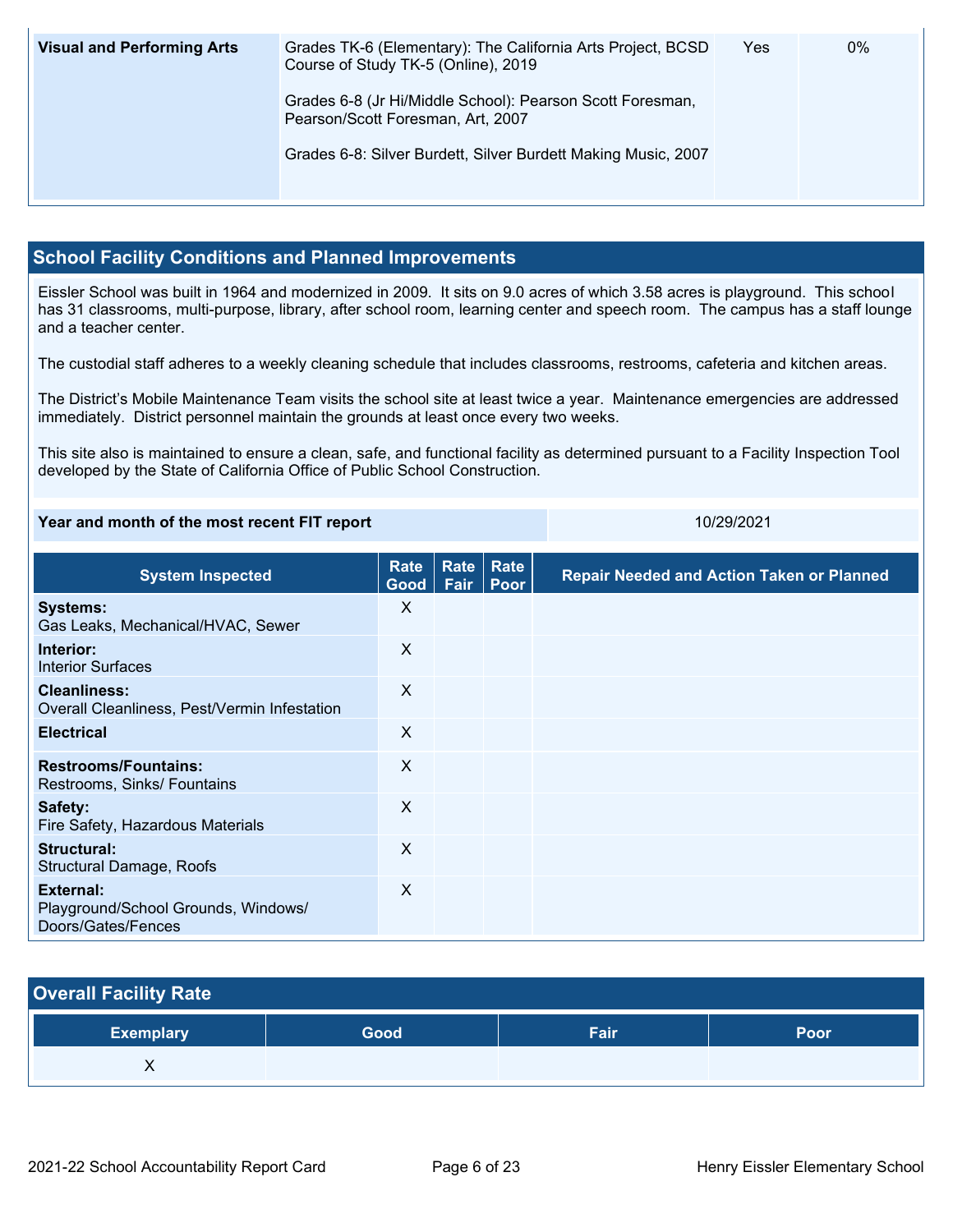| Visual and Performing Arts | Grades TK-6 (Elementary): The California Arts Project, BCSD Course of Study TK-5 (Online), 2019<br><br>Grades 6-8 (Jr Hi/Middle School): Pearson Scott Foresman, Pearson/Scott Foresman, Art, 2007<br><br>Grades 6-8: Silver Burdett, Silver Burdett Making Music, 2007 | Yes | 0% |
|---|---|---|---|

## School Facility Conditions and Planned Improvements

Eissler School was built in 1964 and modernized in 2009. It sits on 9.0 acres of which 3.58 acres is playground. This school has 31 classrooms, multi-purpose, library, after school room, learning center and speech room. The campus has a staff lounge and a teacher center.

The custodial staff adheres to a weekly cleaning schedule that includes classrooms, restrooms, cafeteria and kitchen areas.

The District's Mobile Maintenance Team visits the school site at least twice a year. Maintenance emergencies are addressed immediately. District personnel maintain the grounds at least once every two weeks.

This site also is maintained to ensure a clean, safe, and functional facility as determined pursuant to a Facility Inspection Tool developed by the State of California Office of Public School Construction.

| Year and month of the most recent FIT report | 10/29/2021 |
|---|---|

| System Inspected | Rate Good | Rate Fair | Rate Poor | Repair Needed and Action Taken or Planned |
|---|---|---|---|---|
| **Systems:** Gas Leaks, Mechanical/HVAC, Sewer | X | | | |
| **Interior:** Interior Surfaces | X | | | |
| **Cleanliness:** Overall Cleanliness, Pest/Vermin Infestation | X | | | |
| **Electrical** | X | | | |
| **Restrooms/Fountains:** Restrooms, Sinks/ Fountains | X | | | |
| **Safety:** Fire Safety, Hazardous Materials | X | | | |
| **Structural:** Structural Damage, Roofs | X | | | |
| **External:** Playground/School Grounds, Windows/ Doors/Gates/Fences | X | | | |

## Overall Facility Rate

| Exemplary | Good | Fair | Poor |
|---|---|---|---|
| X | | | |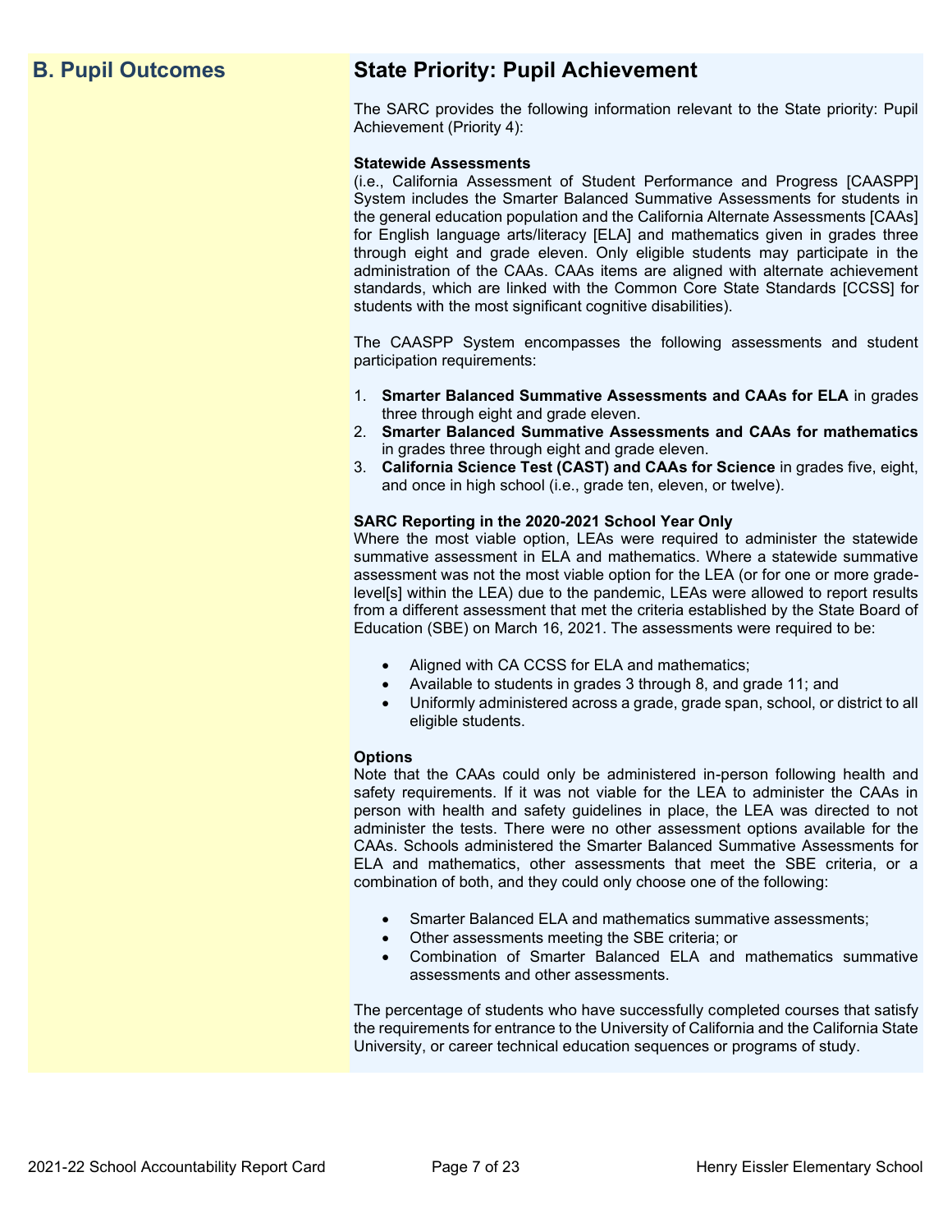## B. Pupil Outcomes

## State Priority: Pupil Achievement

The SARC provides the following information relevant to the State priority: Pupil Achievement (Priority 4):

**Statewide Assessments**
(i.e., California Assessment of Student Performance and Progress [CAASPP] System includes the Smarter Balanced Summative Assessments for students in the general education population and the California Alternate Assessments [CAAs] for English language arts/literacy [ELA] and mathematics given in grades three through eight and grade eleven. Only eligible students may participate in the administration of the CAAs. CAAs items are aligned with alternate achievement standards, which are linked with the Common Core State Standards [CCSS] for students with the most significant cognitive disabilities).

The CAASPP System encompasses the following assessments and student participation requirements:

1. **Smarter Balanced Summative Assessments and CAAs for ELA** in grades three through eight and grade eleven.
2. **Smarter Balanced Summative Assessments and CAAs for mathematics** in grades three through eight and grade eleven.
3. **California Science Test (CAST) and CAAs for Science** in grades five, eight, and once in high school (i.e., grade ten, eleven, or twelve).

**SARC Reporting in the 2020-2021 School Year Only**
Where the most viable option, LEAs were required to administer the statewide summative assessment in ELA and mathematics. Where a statewide summative assessment was not the most viable option for the LEA (or for one or more grade-level[s] within the LEA) due to the pandemic, LEAs were allowed to report results from a different assessment that met the criteria established by the State Board of Education (SBE) on March 16, 2021. The assessments were required to be:

- Aligned with CA CCSS for ELA and mathematics;
- Available to students in grades 3 through 8, and grade 11; and
- Uniformly administered across a grade, grade span, school, or district to all eligible students.

**Options**
Note that the CAAs could only be administered in-person following health and safety requirements. If it was not viable for the LEA to administer the CAAs in person with health and safety guidelines in place, the LEA was directed to not administer the tests. There were no other assessment options available for the CAAs. Schools administered the Smarter Balanced Summative Assessments for ELA and mathematics, other assessments that meet the SBE criteria, or a combination of both, and they could only choose one of the following:

- Smarter Balanced ELA and mathematics summative assessments;
- Other assessments meeting the SBE criteria; or
- Combination of Smarter Balanced ELA and mathematics summative assessments and other assessments.

The percentage of students who have successfully completed courses that satisfy the requirements for entrance to the University of California and the California State University, or career technical education sequences or programs of study.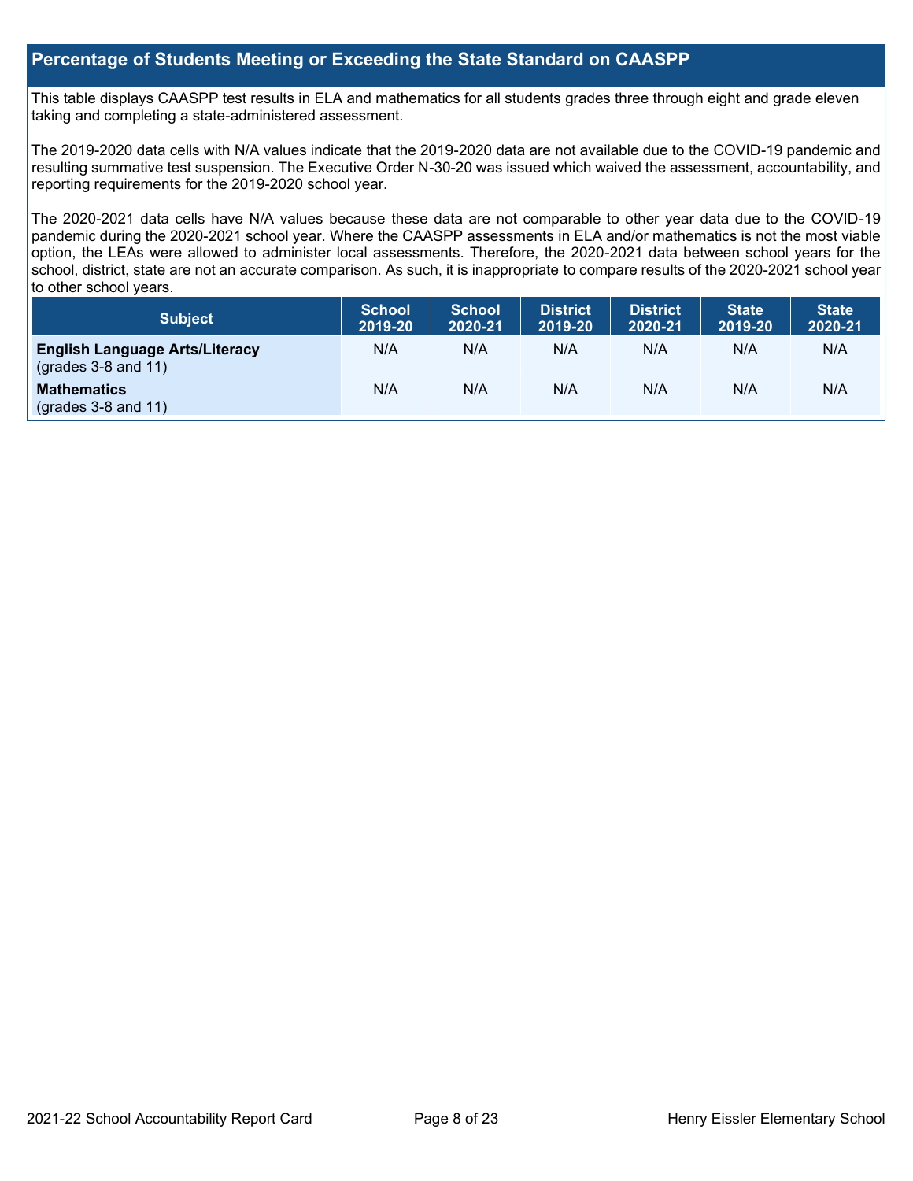## Percentage of Students Meeting or Exceeding the State Standard on CAASPP

This table displays CAASPP test results in ELA and mathematics for all students grades three through eight and grade eleven taking and completing a state-administered assessment.

The 2019-2020 data cells with N/A values indicate that the 2019-2020 data are not available due to the COVID-19 pandemic and resulting summative test suspension. The Executive Order N-30-20 was issued which waived the assessment, accountability, and reporting requirements for the 2019-2020 school year.

The 2020-2021 data cells have N/A values because these data are not comparable to other year data due to the COVID-19 pandemic during the 2020-2021 school year. Where the CAASPP assessments in ELA and/or mathematics is not the most viable option, the LEAs were allowed to administer local assessments. Therefore, the 2020-2021 data between school years for the school, district, state are not an accurate comparison. As such, it is inappropriate to compare results of the 2020-2021 school year to other school years.

| Subject | School 2019-20 | School 2020-21 | District 2019-20 | District 2020-21 | State 2019-20 | State 2020-21 |
|---|---|---|---|---|---|---|
| **English Language Arts/Literacy** (grades 3-8 and 11) | N/A | N/A | N/A | N/A | N/A | N/A |
| **Mathematics** (grades 3-8 and 11) | N/A | N/A | N/A | N/A | N/A | N/A |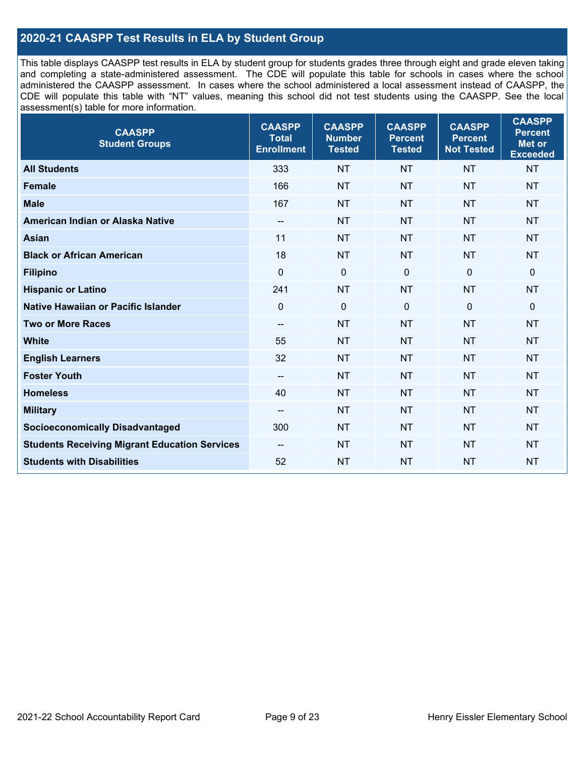## 2020-21 CAASPP Test Results in ELA by Student Group

This table displays CAASPP test results in ELA by student group for students grades three through eight and grade eleven taking and completing a state-administered assessment. The CDE will populate this table for schools in cases where the school administered the CAASPP assessment. In cases where the school administered a local assessment instead of CAASPP, the CDE will populate this table with "NT" values, meaning this school did not test students using the CAASPP. See the local assessment(s) table for more information.

| CAASPP Student Groups | CAASPP Total Enrollment | CAASPP Number Tested | CAASPP Percent Tested | CAASPP Percent Not Tested | CAASPP Percent Met or Exceeded |
|---|---|---|---|---|---|
| **All Students** | 333 | NT | NT | NT | NT |
| **Female** | 166 | NT | NT | NT | NT |
| **Male** | 167 | NT | NT | NT | NT |
| **American Indian or Alaska Native** | -- | NT | NT | NT | NT |
| **Asian** | 11 | NT | NT | NT | NT |
| **Black or African American** | 18 | NT | NT | NT | NT |
| **Filipino** | 0 | 0 | 0 | 0 | 0 |
| **Hispanic or Latino** | 241 | NT | NT | NT | NT |
| **Native Hawaiian or Pacific Islander** | 0 | 0 | 0 | 0 | 0 |
| **Two or More Races** | -- | NT | NT | NT | NT |
| **White** | 55 | NT | NT | NT | NT |
| **English Learners** | 32 | NT | NT | NT | NT |
| **Foster Youth** | -- | NT | NT | NT | NT |
| **Homeless** | 40 | NT | NT | NT | NT |
| **Military** | -- | NT | NT | NT | NT |
| **Socioeconomically Disadvantaged** | 300 | NT | NT | NT | NT |
| **Students Receiving Migrant Education Services** | -- | NT | NT | NT | NT |
| **Students with Disabilities** | 52 | NT | NT | NT | NT |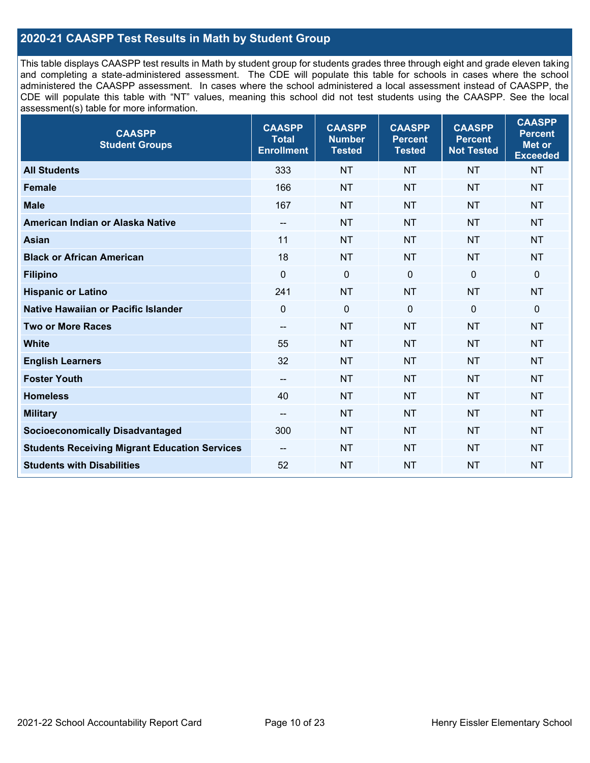## 2020-21 CAASPP Test Results in Math by Student Group

This table displays CAASPP test results in Math by student group for students grades three through eight and grade eleven taking and completing a state-administered assessment. The CDE will populate this table for schools in cases where the school administered the CAASPP assessment. In cases where the school administered a local assessment instead of CAASPP, the CDE will populate this table with "NT" values, meaning this school did not test students using the CAASPP. See the local assessment(s) table for more information.

| CAASPP Student Groups | CAASPP Total Enrollment | CAASPP Number Tested | CAASPP Percent Tested | CAASPP Percent Not Tested | CAASPP Percent Met or Exceeded |
|---|---|---|---|---|---|
| **All Students** | 333 | NT | NT | NT | NT |
| **Female** | 166 | NT | NT | NT | NT |
| **Male** | 167 | NT | NT | NT | NT |
| **American Indian or Alaska Native** | -- | NT | NT | NT | NT |
| **Asian** | 11 | NT | NT | NT | NT |
| **Black or African American** | 18 | NT | NT | NT | NT |
| **Filipino** | 0 | 0 | 0 | 0 | 0 |
| **Hispanic or Latino** | 241 | NT | NT | NT | NT |
| **Native Hawaiian or Pacific Islander** | 0 | 0 | 0 | 0 | 0 |
| **Two or More Races** | -- | NT | NT | NT | NT |
| **White** | 55 | NT | NT | NT | NT |
| **English Learners** | 32 | NT | NT | NT | NT |
| **Foster Youth** | -- | NT | NT | NT | NT |
| **Homeless** | 40 | NT | NT | NT | NT |
| **Military** | -- | NT | NT | NT | NT |
| **Socioeconomically Disadvantaged** | 300 | NT | NT | NT | NT |
| **Students Receiving Migrant Education Services** | -- | NT | NT | NT | NT |
| **Students with Disabilities** | 52 | NT | NT | NT | NT |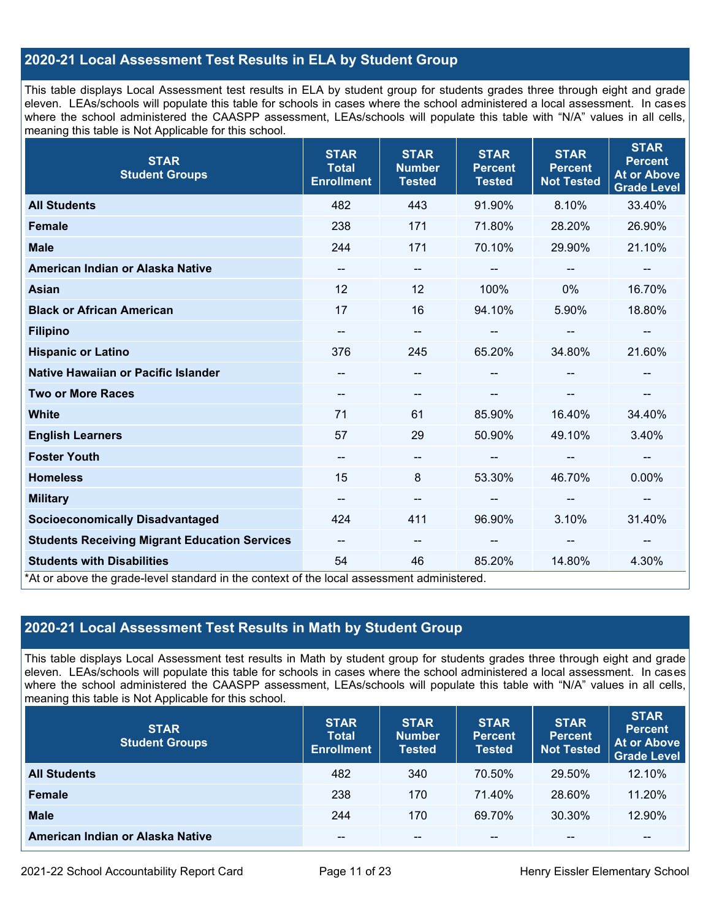## 2020-21 Local Assessment Test Results in ELA by Student Group

This table displays Local Assessment test results in ELA by student group for students grades three through eight and grade eleven. LEAs/schools will populate this table for schools in cases where the school administered a local assessment. In cases where the school administered the CAASPP assessment, LEAs/schools will populate this table with "N/A" values in all cells, meaning this table is Not Applicable for this school.

| STAR Student Groups | STAR Total Enrollment | STAR Number Tested | STAR Percent Tested | STAR Percent Not Tested | STAR Percent At or Above Grade Level |
|---|---|---|---|---|---|
| **All Students** | 482 | 443 | 91.90% | 8.10% | 33.40% |
| **Female** | 238 | 171 | 71.80% | 28.20% | 26.90% |
| **Male** | 244 | 171 | 70.10% | 29.90% | 21.10% |
| **American Indian or Alaska Native** | -- | -- | -- | -- | -- |
| **Asian** | 12 | 12 | 100% | 0% | 16.70% |
| **Black or African American** | 17 | 16 | 94.10% | 5.90% | 18.80% |
| **Filipino** | -- | -- | -- | -- | -- |
| **Hispanic or Latino** | 376 | 245 | 65.20% | 34.80% | 21.60% |
| **Native Hawaiian or Pacific Islander** | -- | -- | -- | -- | -- |
| **Two or More Races** | -- | -- | -- | -- | -- |
| **White** | 71 | 61 | 85.90% | 16.40% | 34.40% |
| **English Learners** | 57 | 29 | 50.90% | 49.10% | 3.40% |
| **Foster Youth** | -- | -- | -- | -- | -- |
| **Homeless** | 15 | 8 | 53.30% | 46.70% | 0.00% |
| **Military** | -- | -- | -- | -- | -- |
| **Socioeconomically Disadvantaged** | 424 | 411 | 96.90% | 3.10% | 31.40% |
| **Students Receiving Migrant Education Services** | -- | -- | -- | -- | -- |
| **Students with Disabilities** | 54 | 46 | 85.20% | 14.80% | 4.30% |

*At or above the grade-level standard in the context of the local assessment administered.

## 2020-21 Local Assessment Test Results in Math by Student Group

This table displays Local Assessment test results in Math by student group for students grades three through eight and grade eleven. LEAs/schools will populate this table for schools in cases where the school administered a local assessment. In cases where the school administered the CAASPP assessment, LEAs/schools will populate this table with "N/A" values in all cells, meaning this table is Not Applicable for this school.

| STAR Student Groups | STAR Total Enrollment | STAR Number Tested | STAR Percent Tested | STAR Percent Not Tested | STAR Percent At or Above Grade Level |
|---|---|---|---|---|---|
| **All Students** | 482 | 340 | 70.50% | 29.50% | 12.10% |
| **Female** | 238 | 170 | 71.40% | 28.60% | 11.20% |
| **Male** | 244 | 170 | 69.70% | 30.30% | 12.90% |
| **American Indian or Alaska Native** | -- | -- | -- | -- | -- |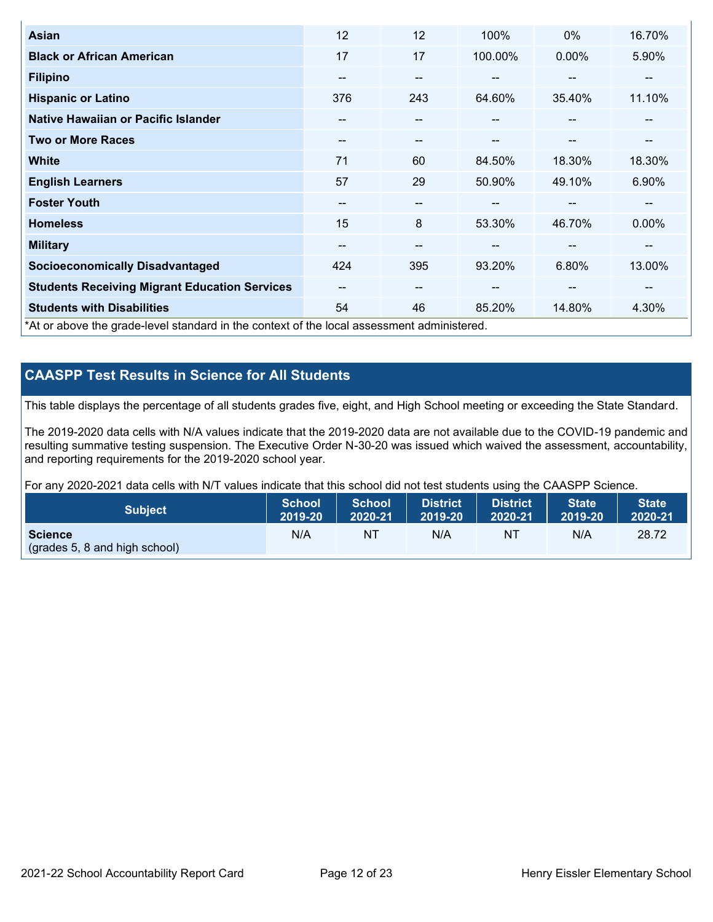| | | | | | |
|---|---|---|---|---|---|
| **Asian** | 12 | 12 | 100% | 0% | 16.70% |
| **Black or African American** | 17 | 17 | 100.00% | 0.00% | 5.90% |
| **Filipino** | -- | -- | -- | -- | -- |
| **Hispanic or Latino** | 376 | 243 | 64.60% | 35.40% | 11.10% |
| **Native Hawaiian or Pacific Islander** | -- | -- | -- | -- | -- |
| **Two or More Races** | -- | -- | -- | -- | -- |
| **White** | 71 | 60 | 84.50% | 18.30% | 18.30% |
| **English Learners** | 57 | 29 | 50.90% | 49.10% | 6.90% |
| **Foster Youth** | -- | -- | -- | -- | -- |
| **Homeless** | 15 | 8 | 53.30% | 46.70% | 0.00% |
| **Military** | -- | -- | -- | -- | -- |
| **Socioeconomically Disadvantaged** | 424 | 395 | 93.20% | 6.80% | 13.00% |
| **Students Receiving Migrant Education Services** | -- | -- | -- | -- | -- |
| **Students with Disabilities** | 54 | 46 | 85.20% | 14.80% | 4.30% |

*At or above the grade-level standard in the context of the local assessment administered.

## CAASPP Test Results in Science for All Students

This table displays the percentage of all students grades five, eight, and High School meeting or exceeding the State Standard.

The 2019-2020 data cells with N/A values indicate that the 2019-2020 data are not available due to the COVID-19 pandemic and resulting summative testing suspension. The Executive Order N-30-20 was issued which waived the assessment, accountability, and reporting requirements for the 2019-2020 school year.

For any 2020-2021 data cells with N/T values indicate that this school did not test students using the CAASPP Science.

| Subject | School 2019-20 | School 2020-21 | District 2019-20 | District 2020-21 | State 2019-20 | State 2020-21 |
|---|---|---|---|---|---|---|
| **Science** (grades 5, 8 and high school) | N/A | NT | N/A | NT | N/A | 28.72 |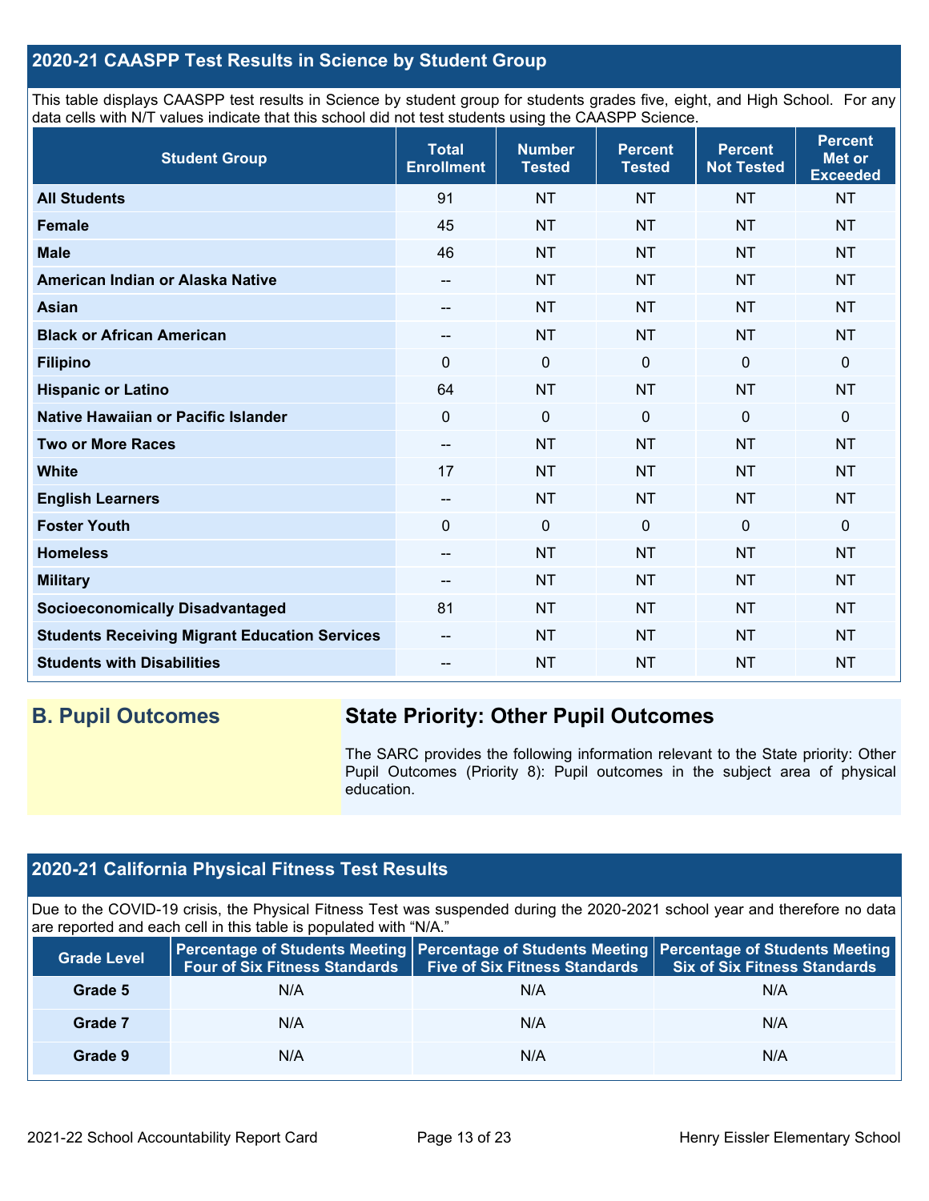## 2020-21 CAASPP Test Results in Science by Student Group

This table displays CAASPP test results in Science by student group for students grades five, eight, and High School. For any data cells with N/T values indicate that this school did not test students using the CAASPP Science.

| Student Group | Total Enrollment | Number Tested | Percent Tested | Percent Not Tested | Percent Met or Exceeded |
|---|---|---|---|---|---|
| **All Students** | 91 | NT | NT | NT | NT |
| **Female** | 45 | NT | NT | NT | NT |
| **Male** | 46 | NT | NT | NT | NT |
| **American Indian or Alaska Native** | -- | NT | NT | NT | NT |
| **Asian** | -- | NT | NT | NT | NT |
| **Black or African American** | -- | NT | NT | NT | NT |
| **Filipino** | 0 | 0 | 0 | 0 | 0 |
| **Hispanic or Latino** | 64 | NT | NT | NT | NT |
| **Native Hawaiian or Pacific Islander** | 0 | 0 | 0 | 0 | 0 |
| **Two or More Races** | -- | NT | NT | NT | NT |
| **White** | 17 | NT | NT | NT | NT |
| **English Learners** | -- | NT | NT | NT | NT |
| **Foster Youth** | 0 | 0 | 0 | 0 | 0 |
| **Homeless** | -- | NT | NT | NT | NT |
| **Military** | -- | NT | NT | NT | NT |
| **Socioeconomically Disadvantaged** | 81 | NT | NT | NT | NT |
| **Students Receiving Migrant Education Services** | -- | NT | NT | NT | NT |
| **Students with Disabilities** | -- | NT | NT | NT | NT |

## B. Pupil Outcomes

### State Priority: Other Pupil Outcomes

The SARC provides the following information relevant to the State priority: Other Pupil Outcomes (Priority 8): Pupil outcomes in the subject area of physical education.

## 2020-21 California Physical Fitness Test Results

Due to the COVID-19 crisis, the Physical Fitness Test was suspended during the 2020-2021 school year and therefore no data are reported and each cell in this table is populated with "N/A."

| Grade Level | Percentage of Students Meeting Four of Six Fitness Standards | Percentage of Students Meeting Five of Six Fitness Standards | Percentage of Students Meeting Six of Six Fitness Standards |
|---|---|---|---|
| **Grade 5** | N/A | N/A | N/A |
| **Grade 7** | N/A | N/A | N/A |
| **Grade 9** | N/A | N/A | N/A |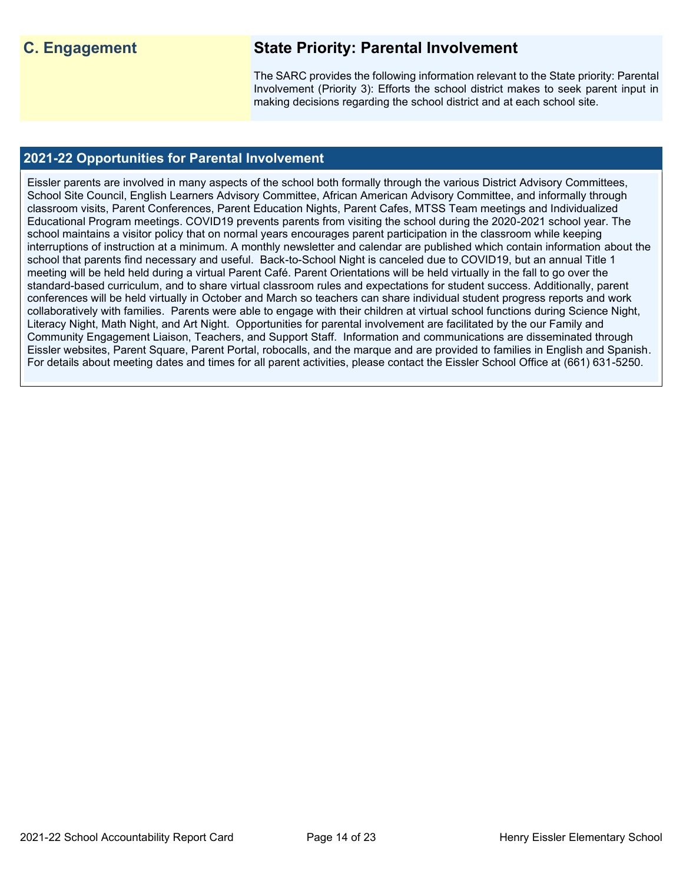## C. Engagement

## State Priority: Parental Involvement

The SARC provides the following information relevant to the State priority: Parental Involvement (Priority 3): Efforts the school district makes to seek parent input in making decisions regarding the school district and at each school site.

### 2021-22 Opportunities for Parental Involvement

Eissler parents are involved in many aspects of the school both formally through the various District Advisory Committees, School Site Council, English Learners Advisory Committee, African American Advisory Committee, and informally through classroom visits, Parent Conferences, Parent Education Nights, Parent Cafes, MTSS Team meetings and Individualized Educational Program meetings. COVID19 prevents parents from visiting the school during the 2020-2021 school year. The school maintains a visitor policy that on normal years encourages parent participation in the classroom while keeping interruptions of instruction at a minimum. A monthly newsletter and calendar are published which contain information about the school that parents find necessary and useful. Back-to-School Night is canceled due to COVID19, but an annual Title 1 meeting will be held held during a virtual Parent Café. Parent Orientations will be held virtually in the fall to go over the standard-based curriculum, and to share virtual classroom rules and expectations for student success. Additionally, parent conferences will be held virtually in October and March so teachers can share individual student progress reports and work collaboratively with families. Parents were able to engage with their children at virtual school functions during Science Night, Literacy Night, Math Night, and Art Night. Opportunities for parental involvement are facilitated by the our Family and Community Engagement Liaison, Teachers, and Support Staff. Information and communications are disseminated through Eissler websites, Parent Square, Parent Portal, robocalls, and the marque and are provided to families in English and Spanish. For details about meeting dates and times for all parent activities, please contact the Eissler School Office at (661) 631-5250.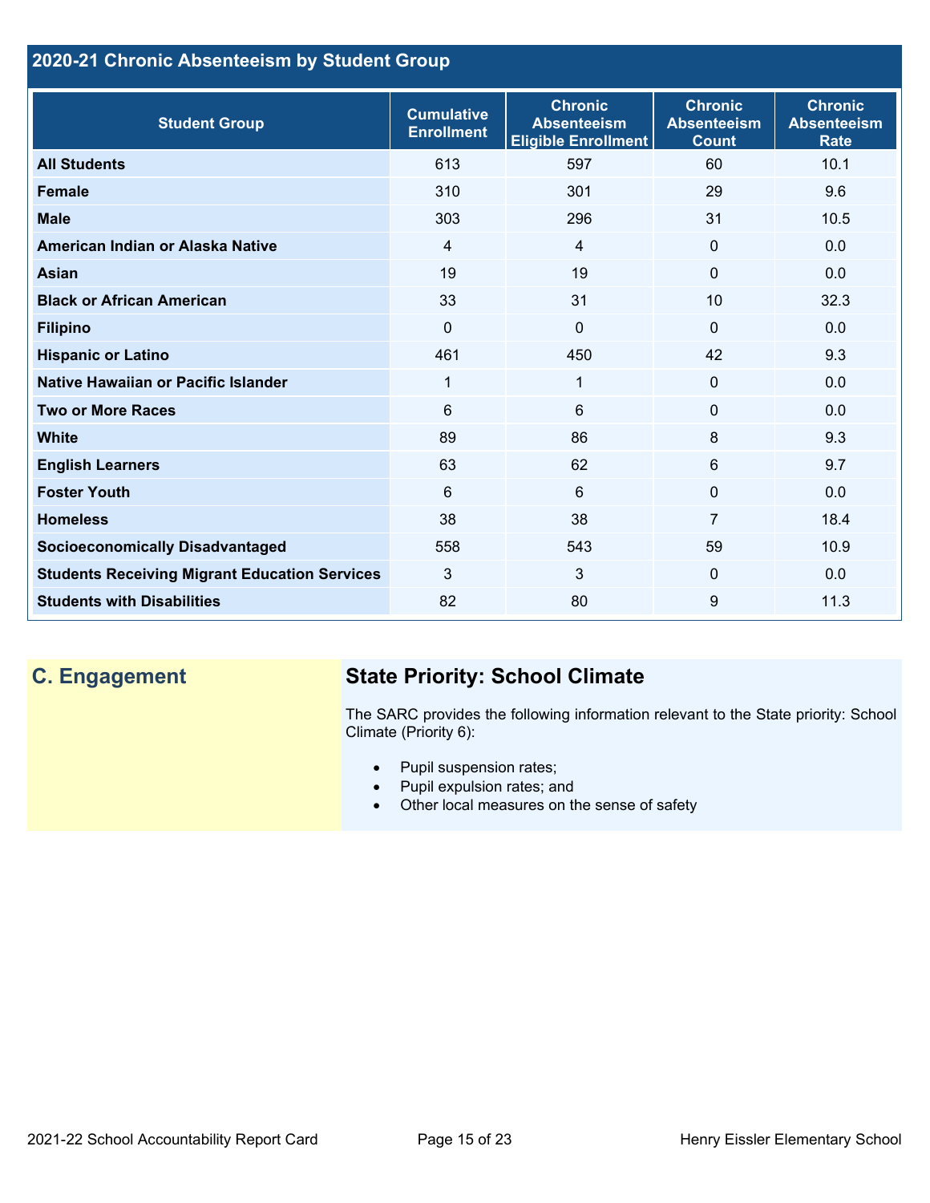## 2020-21 Chronic Absenteeism by Student Group

| Student Group | Cumulative Enrollment | Chronic Absenteeism Eligible Enrollment | Chronic Absenteeism Count | Chronic Absenteeism Rate |
|---|---|---|---|---|
| **All Students** | 613 | 597 | 60 | 10.1 |
| **Female** | 310 | 301 | 29 | 9.6 |
| **Male** | 303 | 296 | 31 | 10.5 |
| **American Indian or Alaska Native** | 4 | 4 | 0 | 0.0 |
| **Asian** | 19 | 19 | 0 | 0.0 |
| **Black or African American** | 33 | 31 | 10 | 32.3 |
| **Filipino** | 0 | 0 | 0 | 0.0 |
| **Hispanic or Latino** | 461 | 450 | 42 | 9.3 |
| **Native Hawaiian or Pacific Islander** | 1 | 1 | 0 | 0.0 |
| **Two or More Races** | 6 | 6 | 0 | 0.0 |
| **White** | 89 | 86 | 8 | 9.3 |
| **English Learners** | 63 | 62 | 6 | 9.7 |
| **Foster Youth** | 6 | 6 | 0 | 0.0 |
| **Homeless** | 38 | 38 | 7 | 18.4 |
| **Socioeconomically Disadvantaged** | 558 | 543 | 59 | 10.9 |
| **Students Receiving Migrant Education Services** | 3 | 3 | 0 | 0.0 |
| **Students with Disabilities** | 82 | 80 | 9 | 11.3 |

## C. Engagement

### State Priority: School Climate

The SARC provides the following information relevant to the State priority: School Climate (Priority 6):

- Pupil suspension rates;
- Pupil expulsion rates; and
- Other local measures on the sense of safety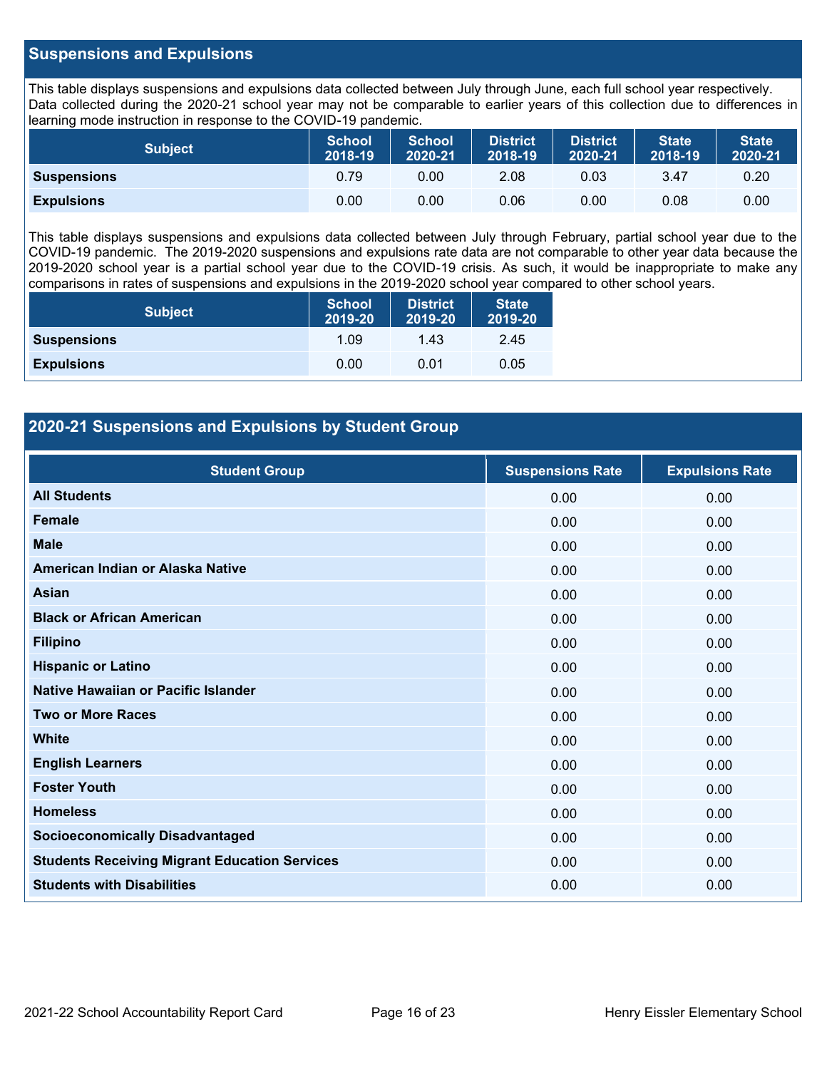## Suspensions and Expulsions

This table displays suspensions and expulsions data collected between July through June, each full school year respectively. Data collected during the 2020-21 school year may not be comparable to earlier years of this collection due to differences in learning mode instruction in response to the COVID-19 pandemic.

| Subject | School 2018-19 | School 2020-21 | District 2018-19 | District 2020-21 | State 2018-19 | State 2020-21 |
|---|---|---|---|---|---|---|
| **Suspensions** | 0.79 | 0.00 | 2.08 | 0.03 | 3.47 | 0.20 |
| **Expulsions** | 0.00 | 0.00 | 0.06 | 0.00 | 0.08 | 0.00 |

This table displays suspensions and expulsions data collected between July through February, partial school year due to the COVID-19 pandemic. The 2019-2020 suspensions and expulsions rate data are not comparable to other year data because the 2019-2020 school year is a partial school year due to the COVID-19 crisis. As such, it would be inappropriate to make any comparisons in rates of suspensions and expulsions in the 2019-2020 school year compared to other school years.

| Subject | School 2019-20 | District 2019-20 | State 2019-20 |
|---|---|---|---|
| **Suspensions** | 1.09 | 1.43 | 2.45 |
| **Expulsions** | 0.00 | 0.01 | 0.05 |

## 2020-21 Suspensions and Expulsions by Student Group

| Student Group | Suspensions Rate | Expulsions Rate |
|---|---|---|
| **All Students** | 0.00 | 0.00 |
| **Female** | 0.00 | 0.00 |
| **Male** | 0.00 | 0.00 |
| **American Indian or Alaska Native** | 0.00 | 0.00 |
| **Asian** | 0.00 | 0.00 |
| **Black or African American** | 0.00 | 0.00 |
| **Filipino** | 0.00 | 0.00 |
| **Hispanic or Latino** | 0.00 | 0.00 |
| **Native Hawaiian or Pacific Islander** | 0.00 | 0.00 |
| **Two or More Races** | 0.00 | 0.00 |
| **White** | 0.00 | 0.00 |
| **English Learners** | 0.00 | 0.00 |
| **Foster Youth** | 0.00 | 0.00 |
| **Homeless** | 0.00 | 0.00 |
| **Socioeconomically Disadvantaged** | 0.00 | 0.00 |
| **Students Receiving Migrant Education Services** | 0.00 | 0.00 |
| **Students with Disabilities** | 0.00 | 0.00 |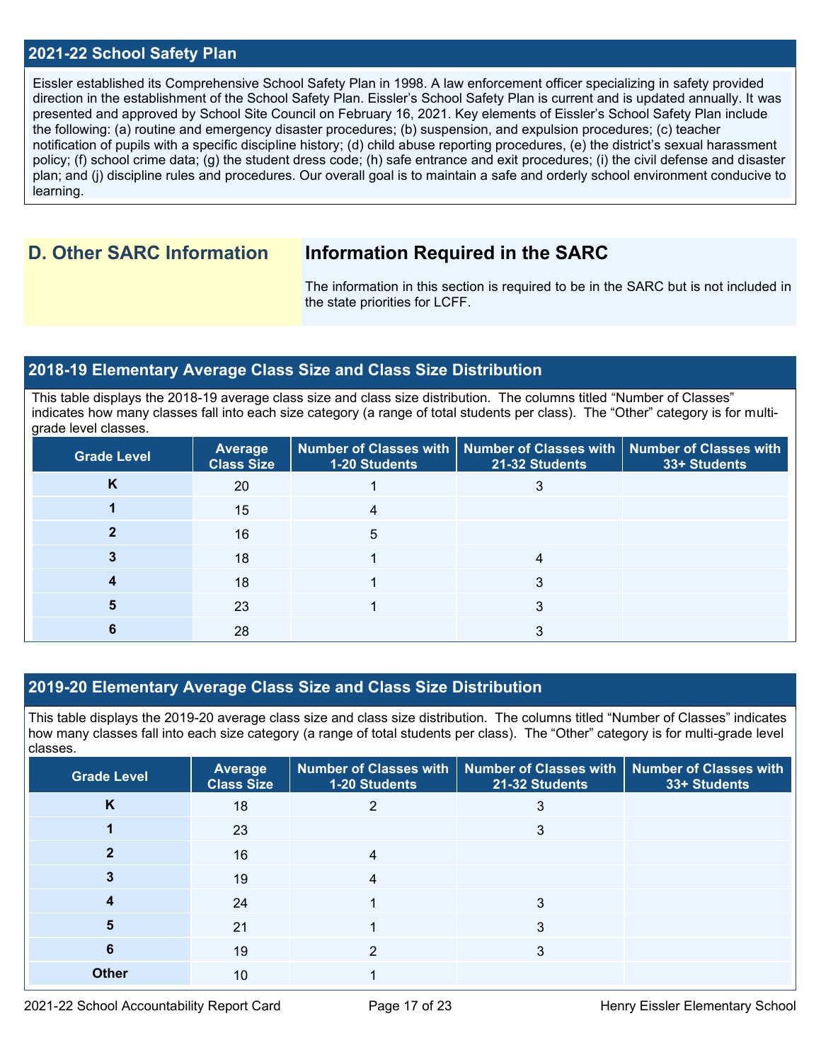## 2021-22 School Safety Plan

Eissler established its Comprehensive School Safety Plan in 1998. A law enforcement officer specializing in safety provided direction in the establishment of the School Safety Plan. Eissler's School Safety Plan is current and is updated annually. It was presented and approved by School Site Council on February 16, 2021. Key elements of Eissler's School Safety Plan include the following: (a) routine and emergency disaster procedures; (b) suspension, and expulsion procedures; (c) teacher notification of pupils with a specific discipline history; (d) child abuse reporting procedures, (e) the district's sexual harassment policy; (f) school crime data; (g) the student dress code; (h) safe entrance and exit procedures; (i) the civil defense and disaster plan; and (j) discipline rules and procedures. Our overall goal is to maintain a safe and orderly school environment conducive to learning.

# D. Other SARC Information

## Information Required in the SARC

The information in this section is required to be in the SARC but is not included in the state priorities for LCFF.

## 2018-19 Elementary Average Class Size and Class Size Distribution

This table displays the 2018-19 average class size and class size distribution. The columns titled "Number of Classes" indicates how many classes fall into each size category (a range of total students per class). The "Other" category is for multi-grade level classes.

| Grade Level | Average Class Size | Number of Classes with 1-20 Students | Number of Classes with 21-32 Students | Number of Classes with 33+ Students |
|---|---|---|---|---|
| K | 20 | 1 | 3 | |
| 1 | 15 | 4 | | |
| 2 | 16 | 5 | | |
| 3 | 18 | 1 | 4 | |
| 4 | 18 | 1 | 3 | |
| 5 | 23 | 1 | 3 | |
| 6 | 28 | | 3 | |

## 2019-20 Elementary Average Class Size and Class Size Distribution

This table displays the 2019-20 average class size and class size distribution. The columns titled "Number of Classes" indicates how many classes fall into each size category (a range of total students per class). The "Other" category is for multi-grade level classes.

| Grade Level | Average Class Size | Number of Classes with 1-20 Students | Number of Classes with 21-32 Students | Number of Classes with 33+ Students |
|---|---|---|---|---|
| K | 18 | 2 | 3 | |
| 1 | 23 | | 3 | |
| 2 | 16 | 4 | | |
| 3 | 19 | 4 | | |
| 4 | 24 | 1 | 3 | |
| 5 | 21 | 1 | 3 | |
| 6 | 19 | 2 | 3 | |
| Other | 10 | 1 | | |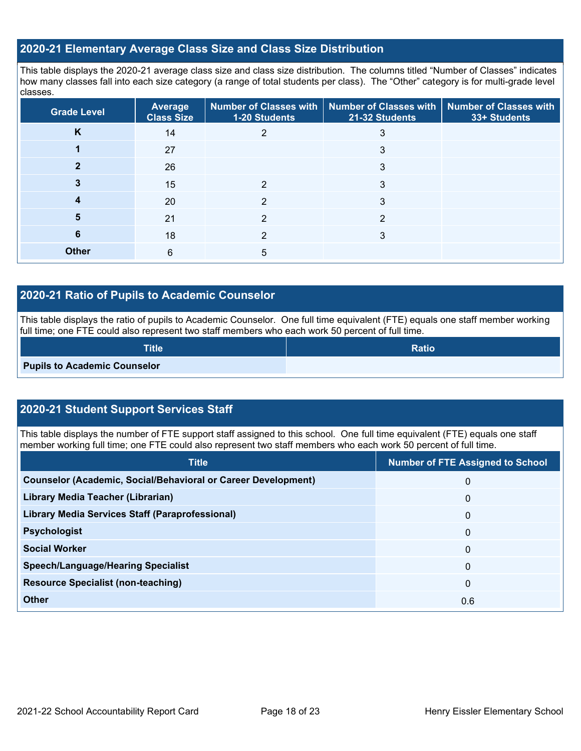## 2020-21 Elementary Average Class Size and Class Size Distribution

This table displays the 2020-21 average class size and class size distribution. The columns titled "Number of Classes" indicates how many classes fall into each size category (a range of total students per class). The "Other" category is for multi-grade level classes.

| Grade Level | Average Class Size | Number of Classes with 1-20 Students | Number of Classes with 21-32 Students | Number of Classes with 33+ Students |
|---|---|---|---|---|
| **K** | 14 | 2 | 3 | |
| **1** | 27 | | 3 | |
| **2** | 26 | | 3 | |
| **3** | 15 | 2 | 3 | |
| **4** | 20 | 2 | 3 | |
| **5** | 21 | 2 | 2 | |
| **6** | 18 | 2 | 3 | |
| **Other** | 6 | 5 | | |

## 2020-21 Ratio of Pupils to Academic Counselor

This table displays the ratio of pupils to Academic Counselor. One full time equivalent (FTE) equals one staff member working full time; one FTE could also represent two staff members who each work 50 percent of full time.

| Title | Ratio |
|---|---|
| **Pupils to Academic Counselor** | |

## 2020-21 Student Support Services Staff

This table displays the number of FTE support staff assigned to this school. One full time equivalent (FTE) equals one staff member working full time; one FTE could also represent two staff members who each work 50 percent of full time.

| Title | Number of FTE Assigned to School |
|---|---|
| **Counselor (Academic, Social/Behavioral or Career Development)** | 0 |
| **Library Media Teacher (Librarian)** | 0 |
| **Library Media Services Staff (Paraprofessional)** | 0 |
| **Psychologist** | 0 |
| **Social Worker** | 0 |
| **Speech/Language/Hearing Specialist** | 0 |
| **Resource Specialist (non-teaching)** | 0 |
| **Other** | 0.6 |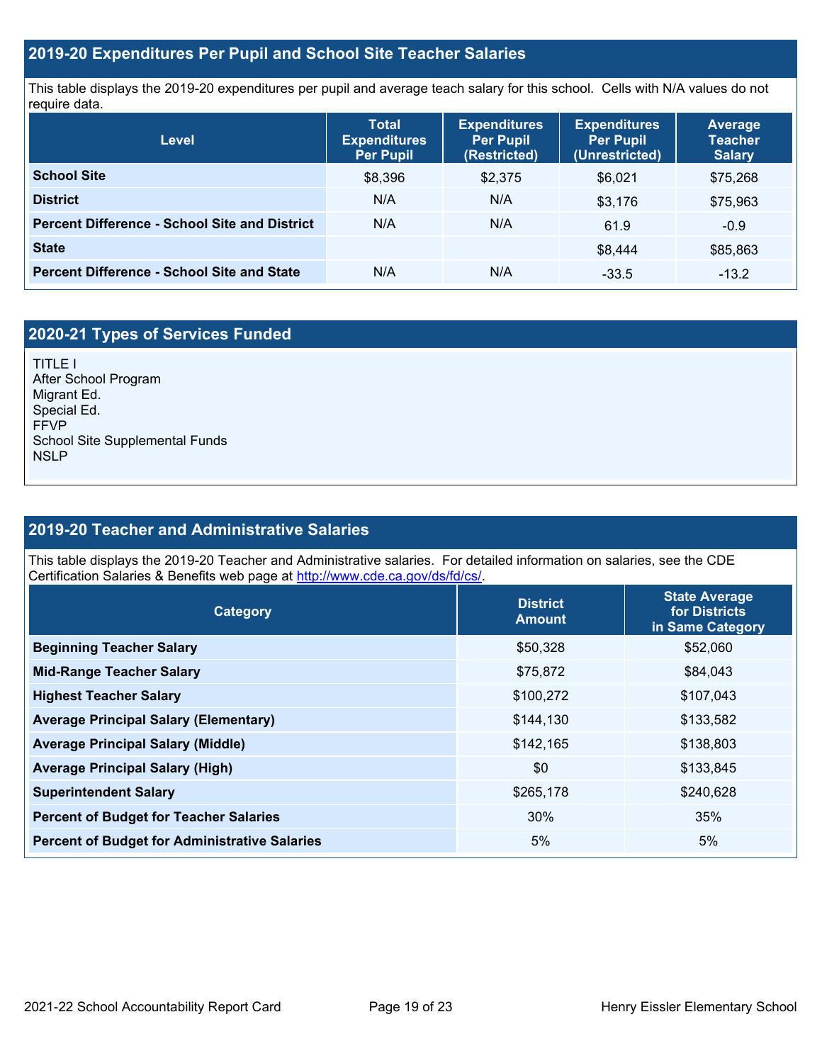## 2019-20 Expenditures Per Pupil and School Site Teacher Salaries

This table displays the 2019-20 expenditures per pupil and average teach salary for this school. Cells with N/A values do not require data.

| Level | Total Expenditures Per Pupil | Expenditures Per Pupil (Restricted) | Expenditures Per Pupil (Unrestricted) | Average Teacher Salary |
|---|---|---|---|---|
| **School Site** | $8,396 | $2,375 | $6,021 | $75,268 |
| **District** | N/A | N/A | $3,176 | $75,963 |
| **Percent Difference - School Site and District** | N/A | N/A | 61.9 | -0.9 |
| **State** | | | $8,444 | $85,863 |
| **Percent Difference - School Site and State** | N/A | N/A | -33.5 | -13.2 |

## 2020-21 Types of Services Funded

TITLE I
After School Program
Migrant Ed.
Special Ed.
FFVP
School Site Supplemental Funds
NSLP

## 2019-20 Teacher and Administrative Salaries

This table displays the 2019-20 Teacher and Administrative salaries. For detailed information on salaries, see the CDE Certification Salaries & Benefits web page at http://www.cde.ca.gov/ds/fd/cs/.

| Category | District Amount | State Average for Districts in Same Category |
|---|---|---|
| **Beginning Teacher Salary** | $50,328 | $52,060 |
| **Mid-Range Teacher Salary** | $75,872 | $84,043 |
| **Highest Teacher Salary** | $100,272 | $107,043 |
| **Average Principal Salary (Elementary)** | $144,130 | $133,582 |
| **Average Principal Salary (Middle)** | $142,165 | $138,803 |
| **Average Principal Salary (High)** | $0 | $133,845 |
| **Superintendent Salary** | $265,178 | $240,628 |
| **Percent of Budget for Teacher Salaries** | 30% | 35% |
| **Percent of Budget for Administrative Salaries** | 5% | 5% |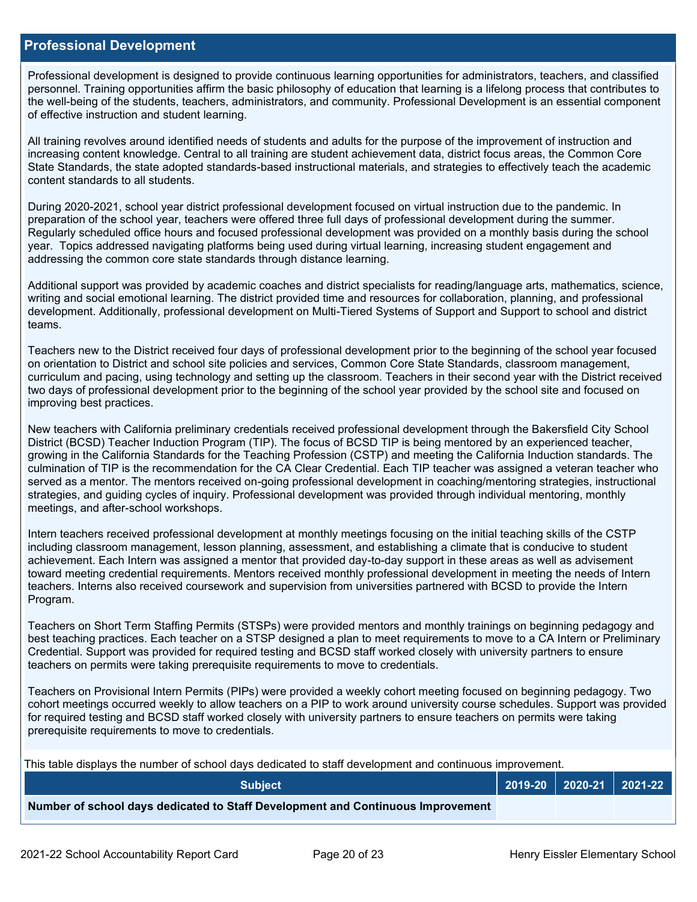## Professional Development

Professional development is designed to provide continuous learning opportunities for administrators, teachers, and classified personnel. Training opportunities affirm the basic philosophy of education that learning is a lifelong process that contributes to the well-being of the students, teachers, administrators, and community. Professional Development is an essential component of effective instruction and student learning.

All training revolves around identified needs of students and adults for the purpose of the improvement of instruction and increasing content knowledge. Central to all training are student achievement data, district focus areas, the Common Core State Standards, the state adopted standards-based instructional materials, and strategies to effectively teach the academic content standards to all students.

During 2020-2021, school year district professional development focused on virtual instruction due to the pandemic. In preparation of the school year, teachers were offered three full days of professional development during the summer. Regularly scheduled office hours and focused professional development was provided on a monthly basis during the school year. Topics addressed navigating platforms being used during virtual learning, increasing student engagement and addressing the common core state standards through distance learning.

Additional support was provided by academic coaches and district specialists for reading/language arts, mathematics, science, writing and social emotional learning. The district provided time and resources for collaboration, planning, and professional development. Additionally, professional development on Multi-Tiered Systems of Support and Support to school and district teams.

Teachers new to the District received four days of professional development prior to the beginning of the school year focused on orientation to District and school site policies and services, Common Core State Standards, classroom management, curriculum and pacing, using technology and setting up the classroom. Teachers in their second year with the District received two days of professional development prior to the beginning of the school year provided by the school site and focused on improving best practices.

New teachers with California preliminary credentials received professional development through the Bakersfield City School District (BCSD) Teacher Induction Program (TIP). The focus of BCSD TIP is being mentored by an experienced teacher, growing in the California Standards for the Teaching Profession (CSTP) and meeting the California Induction standards. The culmination of TIP is the recommendation for the CA Clear Credential. Each TIP teacher was assigned a veteran teacher who served as a mentor. The mentors received on-going professional development in coaching/mentoring strategies, instructional strategies, and guiding cycles of inquiry. Professional development was provided through individual mentoring, monthly meetings, and after-school workshops.

Intern teachers received professional development at monthly meetings focusing on the initial teaching skills of the CSTP including classroom management, lesson planning, assessment, and establishing a climate that is conducive to student achievement. Each Intern was assigned a mentor that provided day-to-day support in these areas as well as advisement toward meeting credential requirements. Mentors received monthly professional development in meeting the needs of Intern teachers. Interns also received coursework and supervision from universities partnered with BCSD to provide the Intern Program.

Teachers on Short Term Staffing Permits (STSPs) were provided mentors and monthly trainings on beginning pedagogy and best teaching practices. Each teacher on a STSP designed a plan to meet requirements to move to a CA Intern or Preliminary Credential. Support was provided for required testing and BCSD staff worked closely with university partners to ensure teachers on permits were taking prerequisite requirements to move to credentials.

Teachers on Provisional Intern Permits (PIPs) were provided a weekly cohort meeting focused on beginning pedagogy. Two cohort meetings occurred weekly to allow teachers on a PIP to work around university course schedules. Support was provided for required testing and BCSD staff worked closely with university partners to ensure teachers on permits were taking prerequisite requirements to move to credentials.

This table displays the number of school days dedicated to staff development and continuous improvement.

| Subject | 2019-20 | 2020-21 | 2021-22 |
|---|---|---|---|
| **Number of school days dedicated to Staff Development and Continuous Improvement** | | | |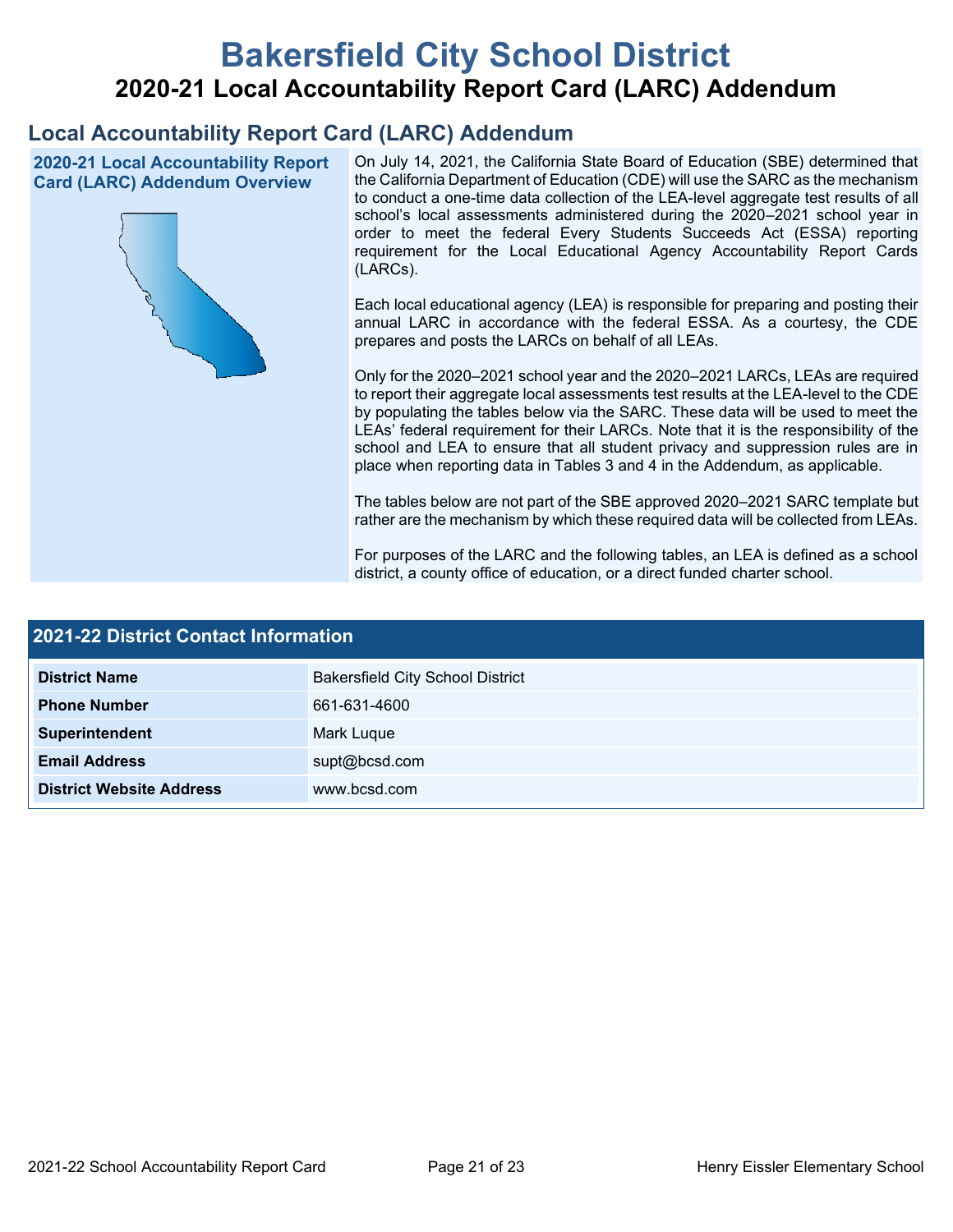# Bakersfield City School District

## 2020-21 Local Accountability Report Card (LARC) Addendum

## Local Accountability Report Card (LARC) Addendum

### 2020-21 Local Accountability Report Card (LARC) Addendum Overview

On July 14, 2021, the California State Board of Education (SBE) determined that the California Department of Education (CDE) will use the SARC as the mechanism to conduct a one-time data collection of the LEA-level aggregate test results of all school's local assessments administered during the 2020–2021 school year in order to meet the federal Every Students Succeeds Act (ESSA) reporting requirement for the Local Educational Agency Accountability Report Cards (LARCs).

Each local educational agency (LEA) is responsible for preparing and posting their annual LARC in accordance with the federal ESSA. As a courtesy, the CDE prepares and posts the LARCs on behalf of all LEAs.

Only for the 2020–2021 school year and the 2020–2021 LARCs, LEAs are required to report their aggregate local assessments test results at the LEA-level to the CDE by populating the tables below via the SARC. These data will be used to meet the LEAs' federal requirement for their LARCs. Note that it is the responsibility of the school and LEA to ensure that all student privacy and suppression rules are in place when reporting data in Tables 3 and 4 in the Addendum, as applicable.

The tables below are not part of the SBE approved 2020–2021 SARC template but rather are the mechanism by which these required data will be collected from LEAs.

For purposes of the LARC and the following tables, an LEA is defined as a school district, a county office of education, or a direct funded charter school.

| 2021-22 District Contact Information | |
|---|---|
| **District Name** | Bakersfield City School District |
| **Phone Number** | 661-631-4600 |
| **Superintendent** | Mark Luque |
| **Email Address** | supt@bcsd.com |
| **District Website Address** | www.bcsd.com |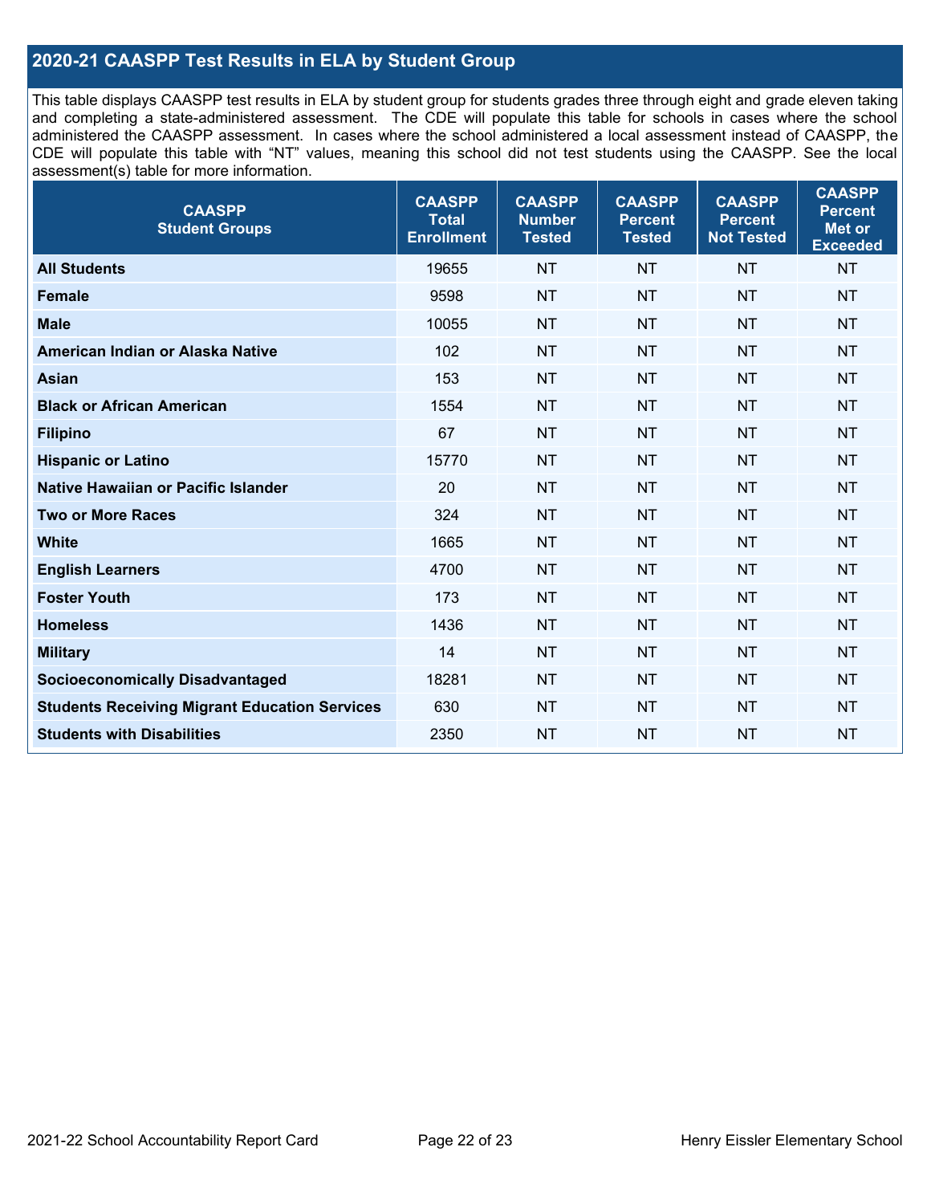## 2020-21 CAASPP Test Results in ELA by Student Group

This table displays CAASPP test results in ELA by student group for students grades three through eight and grade eleven taking and completing a state-administered assessment. The CDE will populate this table for schools in cases where the school administered the CAASPP assessment. In cases where the school administered a local assessment instead of CAASPP, the CDE will populate this table with "NT" values, meaning this school did not test students using the CAASPP. See the local assessment(s) table for more information.

| CAASPP Student Groups | CAASPP Total Enrollment | CAASPP Number Tested | CAASPP Percent Tested | CAASPP Percent Not Tested | CAASPP Percent Met or Exceeded |
|---|---|---|---|---|---|
| **All Students** | 19655 | NT | NT | NT | NT |
| **Female** | 9598 | NT | NT | NT | NT |
| **Male** | 10055 | NT | NT | NT | NT |
| **American Indian or Alaska Native** | 102 | NT | NT | NT | NT |
| **Asian** | 153 | NT | NT | NT | NT |
| **Black or African American** | 1554 | NT | NT | NT | NT |
| **Filipino** | 67 | NT | NT | NT | NT |
| **Hispanic or Latino** | 15770 | NT | NT | NT | NT |
| **Native Hawaiian or Pacific Islander** | 20 | NT | NT | NT | NT |
| **Two or More Races** | 324 | NT | NT | NT | NT |
| **White** | 1665 | NT | NT | NT | NT |
| **English Learners** | 4700 | NT | NT | NT | NT |
| **Foster Youth** | 173 | NT | NT | NT | NT |
| **Homeless** | 1436 | NT | NT | NT | NT |
| **Military** | 14 | NT | NT | NT | NT |
| **Socioeconomically Disadvantaged** | 18281 | NT | NT | NT | NT |
| **Students Receiving Migrant Education Services** | 630 | NT | NT | NT | NT |
| **Students with Disabilities** | 2350 | NT | NT | NT | NT |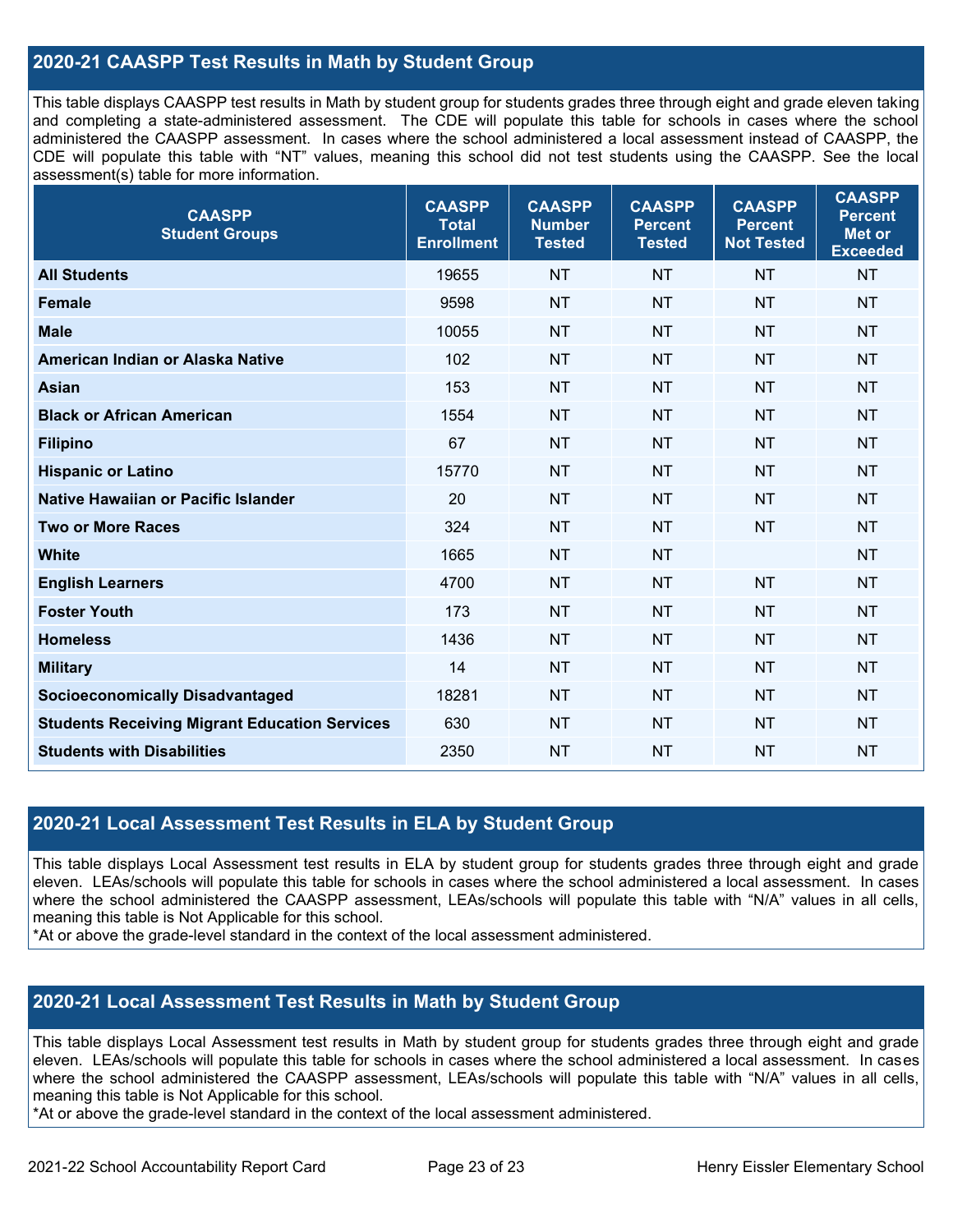## 2020-21 CAASPP Test Results in Math by Student Group

This table displays CAASPP test results in Math by student group for students grades three through eight and grade eleven taking and completing a state-administered assessment. The CDE will populate this table for schools in cases where the school administered the CAASPP assessment. In cases where the school administered a local assessment instead of CAASPP, the CDE will populate this table with "NT" values, meaning this school did not test students using the CAASPP. See the local assessment(s) table for more information.

| CAASPP Student Groups | CAASPP Total Enrollment | CAASPP Number Tested | CAASPP Percent Tested | CAASPP Percent Not Tested | CAASPP Percent Met or Exceeded |
|---|---|---|---|---|---|
| **All Students** | 19655 | NT | NT | NT | NT |
| **Female** | 9598 | NT | NT | NT | NT |
| **Male** | 10055 | NT | NT | NT | NT |
| **American Indian or Alaska Native** | 102 | NT | NT | NT | NT |
| **Asian** | 153 | NT | NT | NT | NT |
| **Black or African American** | 1554 | NT | NT | NT | NT |
| **Filipino** | 67 | NT | NT | NT | NT |
| **Hispanic or Latino** | 15770 | NT | NT | NT | NT |
| **Native Hawaiian or Pacific Islander** | 20 | NT | NT | NT | NT |
| **Two or More Races** | 324 | NT | NT | NT | NT |
| **White** | 1665 | NT | NT | | NT |
| **English Learners** | 4700 | NT | NT | NT | NT |
| **Foster Youth** | 173 | NT | NT | NT | NT |
| **Homeless** | 1436 | NT | NT | NT | NT |
| **Military** | 14 | NT | NT | NT | NT |
| **Socioeconomically Disadvantaged** | 18281 | NT | NT | NT | NT |
| **Students Receiving Migrant Education Services** | 630 | NT | NT | NT | NT |
| **Students with Disabilities** | 2350 | NT | NT | NT | NT |

## 2020-21 Local Assessment Test Results in ELA by Student Group

This table displays Local Assessment test results in ELA by student group for students grades three through eight and grade eleven. LEAs/schools will populate this table for schools in cases where the school administered a local assessment. In cases where the school administered the CAASPP assessment, LEAs/schools will populate this table with "N/A" values in all cells, meaning this table is Not Applicable for this school.
*At or above the grade-level standard in the context of the local assessment administered.

## 2020-21 Local Assessment Test Results in Math by Student Group

This table displays Local Assessment test results in Math by student group for students grades three through eight and grade eleven. LEAs/schools will populate this table for schools in cases where the school administered a local assessment. In cases where the school administered the CAASPP assessment, LEAs/schools will populate this table with "N/A" values in all cells, meaning this table is Not Applicable for this school.
*At or above the grade-level standard in the context of the local assessment administered.